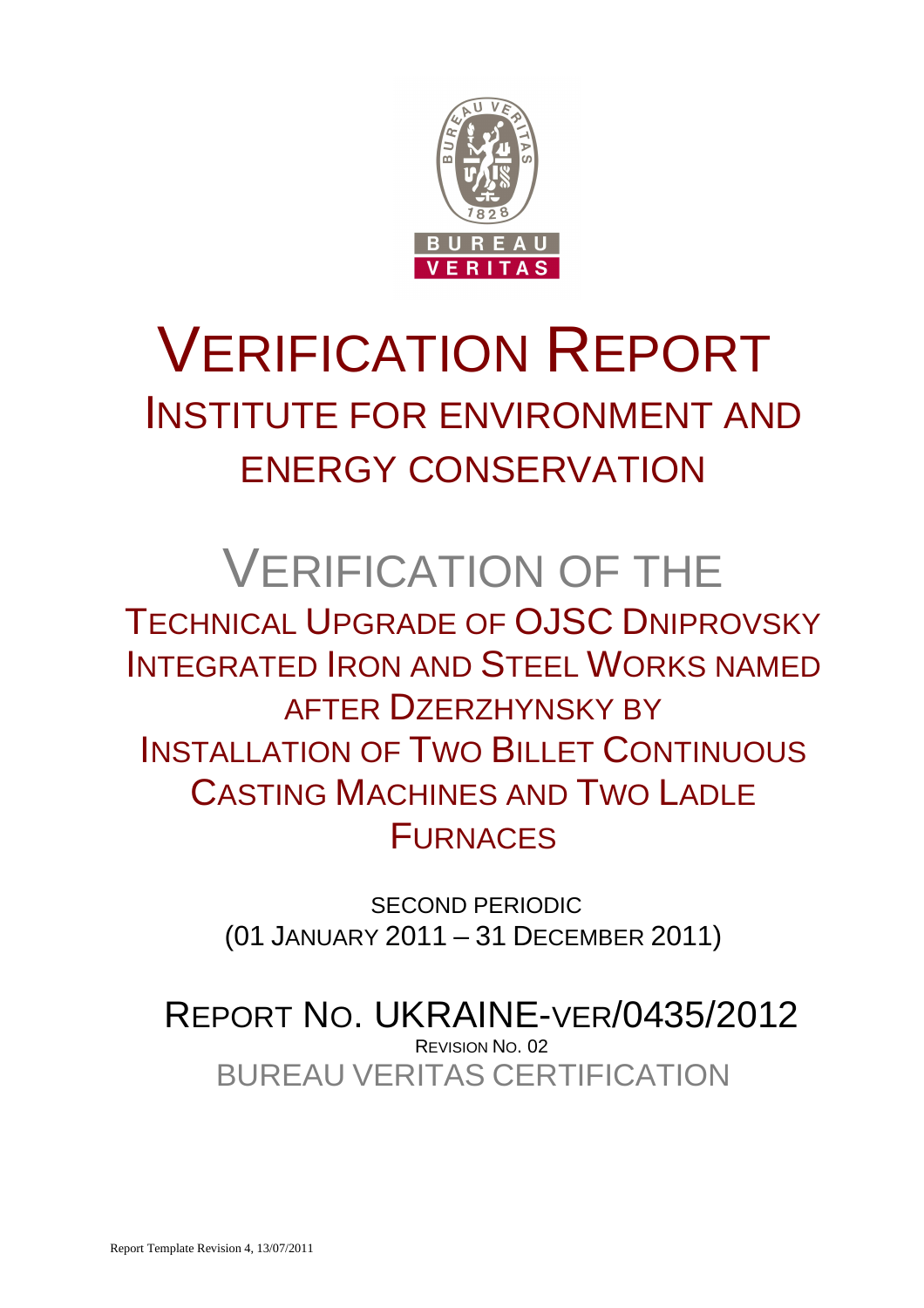# VERIFICATION REPORT

## INSTITUTE FOR ENVIRONMENT AND ENERGY CONSERVATION

# VERIFICATION OF THE

## TECHNICAL UPGRADE OF OJSC DNIPROVSKY INTEGRATED IRON AND STEEL WORKS NAMED AFTER DZERZHYNSKY BY INSTALLATION OF TWO BILLET CONTINUOUS CASTING MACHINES AND TWO LADLE FURNACES

SECOND PERIODIC

(01 JANUARY 2011 – 31 DECEMBER 2011)

## REPORT NO. UKRAINE-VER/0435/2012

REVISION NO. 02

BUREAU VERITAS CERTIFICATION

Report Template Revision 4, 13/07/2011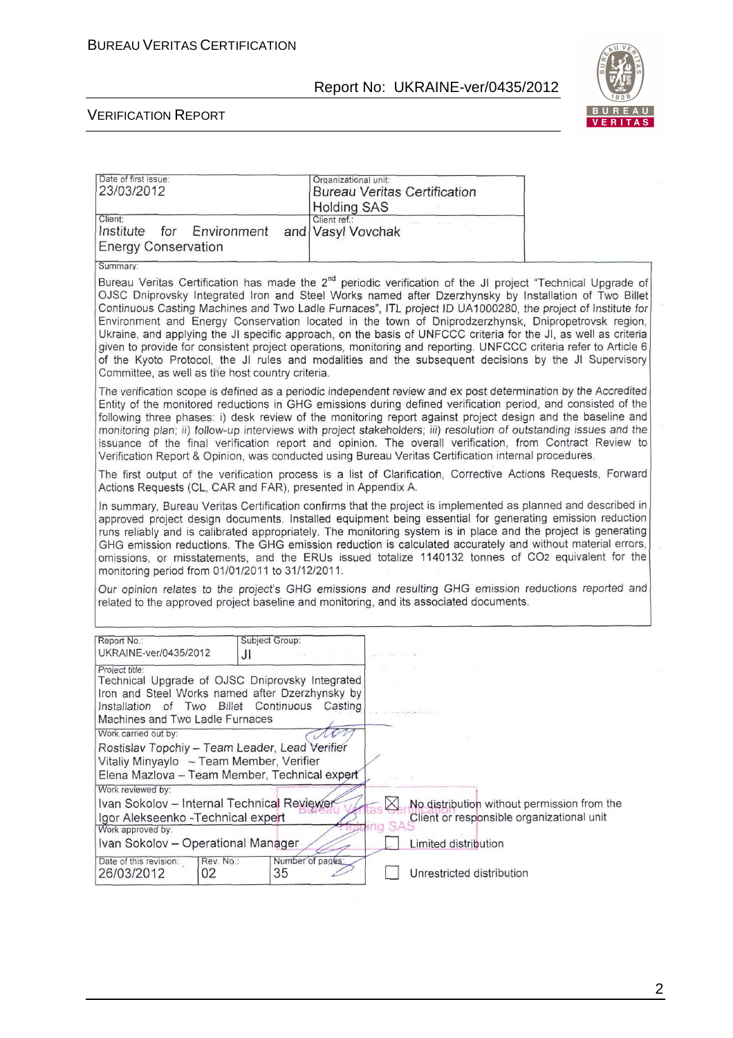| Date of first issue: 23/03/2012 | Organizational unit: Bureau Veritas Certification Holding SAS |
|---|---|
| Client: Institute for Environment and Energy Conservation | Client ref.: Vasyl Vovchak |

Summary:

Bureau Veritas Certification has made the 2nd periodic verification of the JI project "Technical Upgrade of OJSC Dniprovsky Integrated Iron and Steel Works named after Dzerzhynsky by Installation of Two Billet Continuous Casting Machines and Two Ladle Furnaces", ITL project ID UA1000280, the project of Institute for Environment and Energy Conservation located in the town of Dniprodzerzhynsk, Dnipropetrovsk region, Ukraine, and applying the JI specific approach, on the basis of UNFCCC criteria for the JI, as well as criteria given to provide for consistent project operations, monitoring and reporting. UNFCCC criteria refer to Article 6 of the Kyoto Protocol, the JI rules and modalities and the subsequent decisions by the JI Supervisory Committee, as well as the host country criteria.

The verification scope is defined as a periodic independent review and ex post determination by the Accredited Entity of the monitored reductions in GHG emissions during defined verification period, and consisted of the following three phases: i) desk review of the monitoring report against project design and the baseline and monitoring plan; ii) follow-up interviews with project stakeholders; iii) resolution of outstanding issues and the issuance of the final verification report and opinion. The overall verification, from Contract Review to Verification Report & Opinion, was conducted using Bureau Veritas Certification internal procedures.

The first output of the verification process is a list of Clarification, Corrective Actions Requests, Forward Actions Requests (CL, CAR and FAR), presented in Appendix A.

In summary, Bureau Veritas Certification confirms that the project is implemented as planned and described in approved project design documents. Installed equipment being essential for generating emission reduction runs reliably and is calibrated appropriately. The monitoring system is in place and the project is generating GHG emission reductions. The GHG emission reduction is calculated accurately and without material errors, omissions, or misstatements, and the ERUs issued totalize 1140132 tonnes of $CO_2$ equivalent for the monitoring period from 01/01/2011 to 31/12/2011.

*Our opinion relates to the project's GHG emissions and resulting GHG emission reductions reported and related to the approved project baseline and monitoring, and its associated documents.*

| Report No.: UKRAINE-ver/0435/2012 | Subject Group: JI | |
|---|---|---|
| Project title: Technical Upgrade of OJSC Dniprovsky Integrated Iron and Steel Works named after Dzerzhynsky by Installation of Two Billet Continuous Casting Machines and Two Ladle Furnaces | | |
| Work carried out by: Rostislav Topchiy – Team Leader, Lead Verifier; Vitaliy Minyaylo – Team Member, Verifier; Elena Mazlova – Team Member, Technical expert | | |
| Work reviewed by: Ivan Sokolov – Internal Technical Reviewer; Igor Alekseenko - Technical expert | | |
| Work approved by: Ivan Sokolov – Operational Manager | | |
| Date of this revision: 26/03/2012 | Rev. No.: 02 | Number of pages: 35 |

☒ No distribution without permission from the Client or responsible organizational unit

☐ Limited distribution

☐ Unrestricted distribution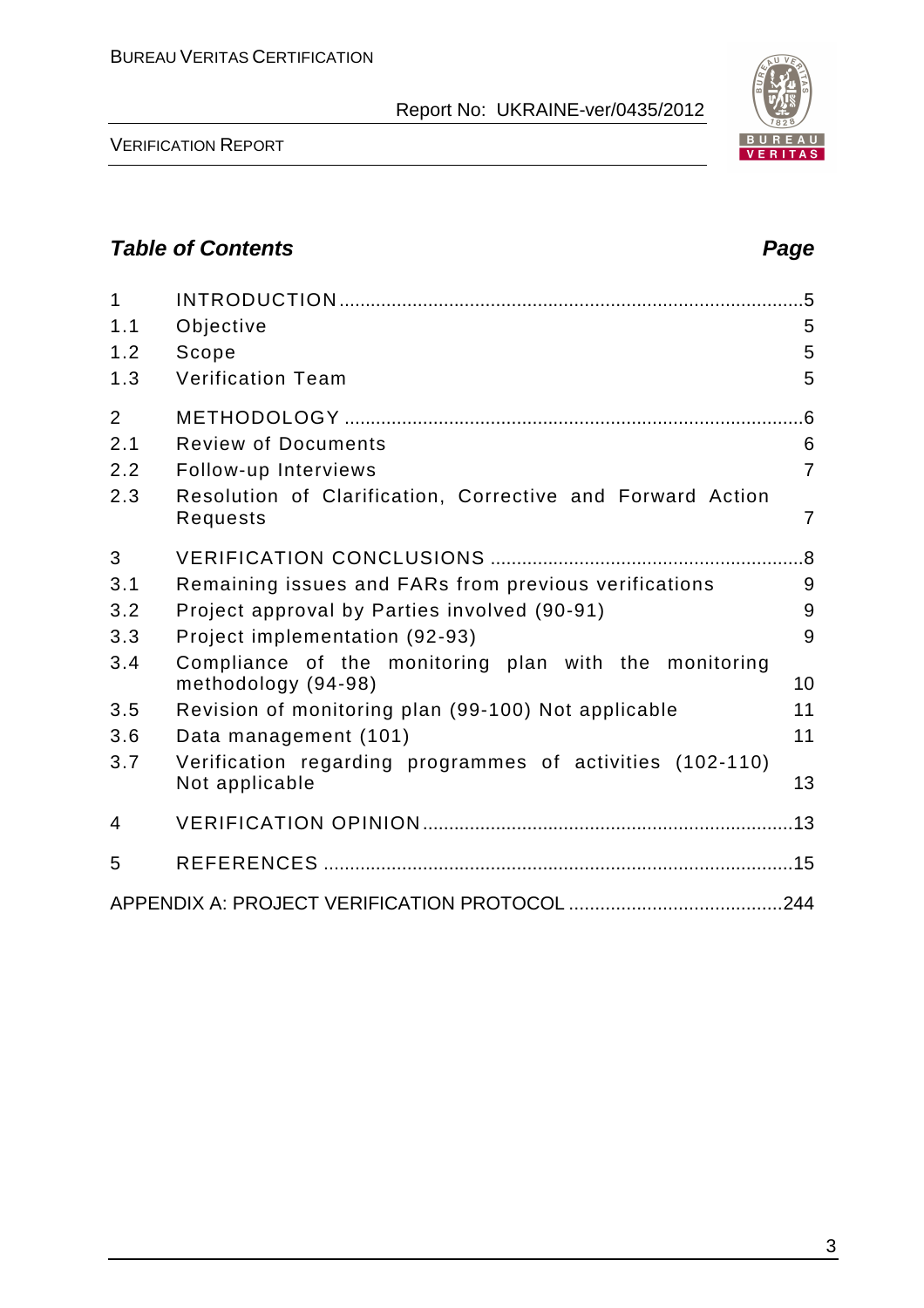## Table of Contents

| | | Page |
|---|---|---|
| 1 | INTRODUCTION | 5 |
| 1.1 | Objective | 5 |
| 1.2 | Scope | 5 |
| 1.3 | Verification Team | 5 |
| 2 | METHODOLOGY | 6 |
| 2.1 | Review of Documents | 6 |
| 2.2 | Follow-up Interviews | 7 |
| 2.3 | Resolution of Clarification, Corrective and Forward Action Requests | 7 |
| 3 | VERIFICATION CONCLUSIONS | 8 |
| 3.1 | Remaining issues and FARs from previous verifications | 9 |
| 3.2 | Project approval by Parties involved (90-91) | 9 |
| 3.3 | Project implementation (92-93) | 9 |
| 3.4 | Compliance of the monitoring plan with the monitoring methodology (94-98) | 10 |
| 3.5 | Revision of monitoring plan (99-100) Not applicable | 11 |
| 3.6 | Data management (101) | 11 |
| 3.7 | Verification regarding programmes of activities (102-110) Not applicable | 13 |
| 4 | VERIFICATION OPINION | 13 |
| 5 | REFERENCES | 15 |
| | APPENDIX A: PROJECT VERIFICATION PROTOCOL | 244 |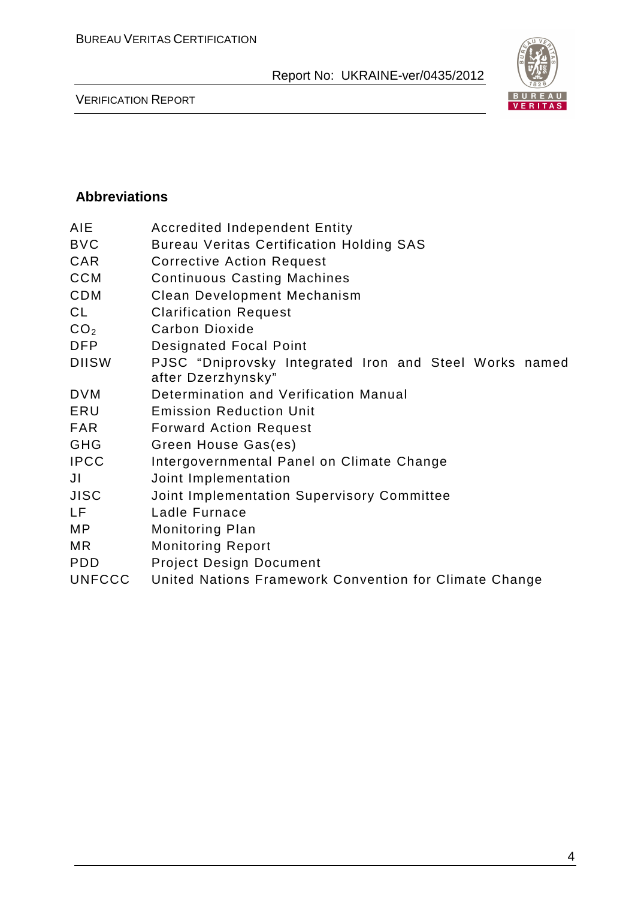## Abbreviations

| | |
|---|---|
| AIE | Accredited Independent Entity |
| BVC | Bureau Veritas Certification Holding SAS |
| CAR | Corrective Action Request |
| CCM | Continuous Casting Machines |
| CDM | Clean Development Mechanism |
| CL | Clarification Request |
| $CO_2$ | Carbon Dioxide |
| DFP | Designated Focal Point |
| DIISW | PJSC "Dniprovsky Integrated Iron and Steel Works named after Dzerzhynsky" |
| DVM | Determination and Verification Manual |
| ERU | Emission Reduction Unit |
| FAR | Forward Action Request |
| GHG | Green House Gas(es) |
| IPCC | Intergovernmental Panel on Climate Change |
| JI | Joint Implementation |
| JISC | Joint Implementation Supervisory Committee |
| LF | Ladle Furnace |
| MP | Monitoring Plan |
| MR | Monitoring Report |
| PDD | Project Design Document |
| UNFCCC | United Nations Framework Convention for Climate Change |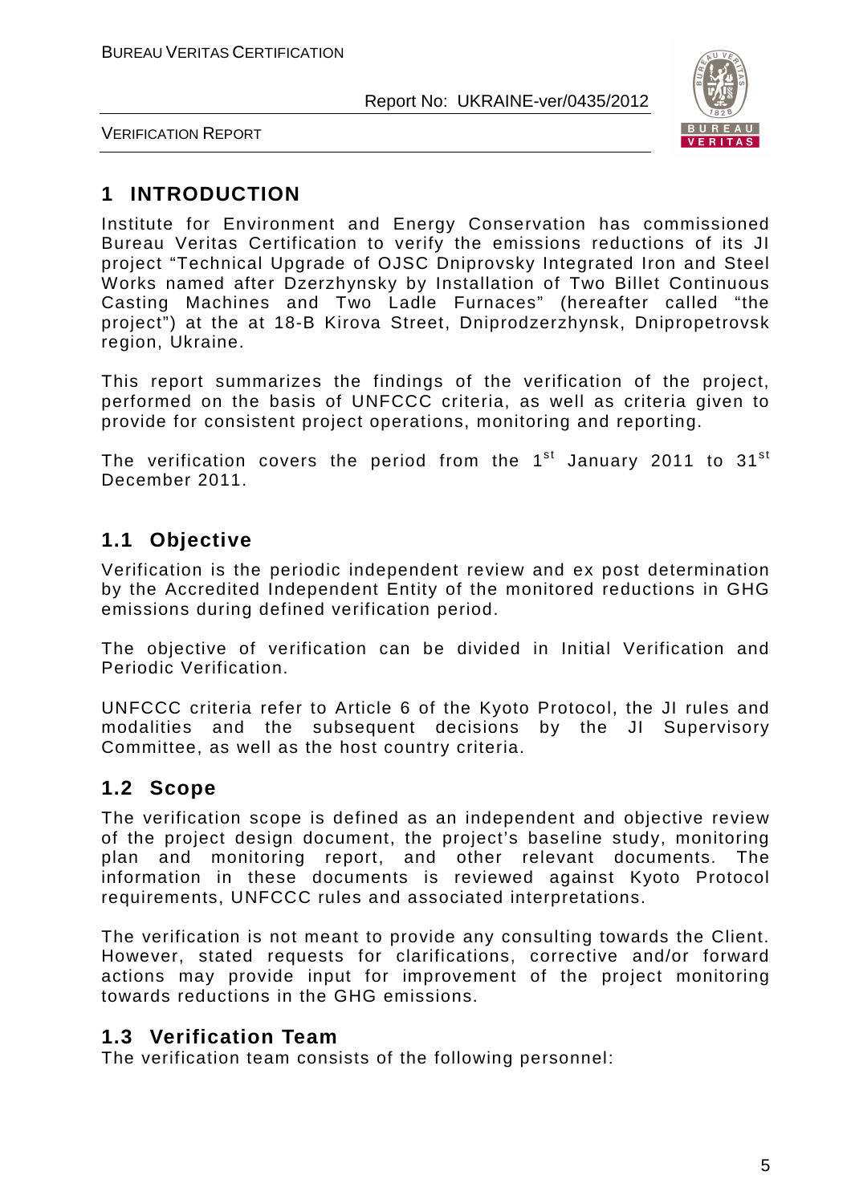# 1 INTRODUCTION

Institute for Environment and Energy Conservation has commissioned Bureau Veritas Certification to verify the emissions reductions of its JI project "Technical Upgrade of OJSC Dniprovsky Integrated Iron and Steel Works named after Dzerzhynsky by Installation of Two Billet Continuous Casting Machines and Two Ladle Furnaces" (hereafter called "the project") at the at 18-B Kirova Street, Dniprodzerzhynsk, Dnipropetrovsk region, Ukraine.

This report summarizes the findings of the verification of the project, performed on the basis of UNFCCC criteria, as well as criteria given to provide for consistent project operations, monitoring and reporting.

The verification covers the period from the 1st January 2011 to 31st December 2011.

## 1.1 Objective

Verification is the periodic independent review and ex post determination by the Accredited Independent Entity of the monitored reductions in GHG emissions during defined verification period.

The objective of verification can be divided in Initial Verification and Periodic Verification.

UNFCCC criteria refer to Article 6 of the Kyoto Protocol, the JI rules and modalities and the subsequent decisions by the JI Supervisory Committee, as well as the host country criteria.

## 1.2 Scope

The verification scope is defined as an independent and objective review of the project design document, the project's baseline study, monitoring plan and monitoring report, and other relevant documents. The information in these documents is reviewed against Kyoto Protocol requirements, UNFCCC rules and associated interpretations.

The verification is not meant to provide any consulting towards the Client. However, stated requests for clarifications, corrective and/or forward actions may provide input for improvement of the project monitoring towards reductions in the GHG emissions.

## 1.3 Verification Team

The verification team consists of the following personnel: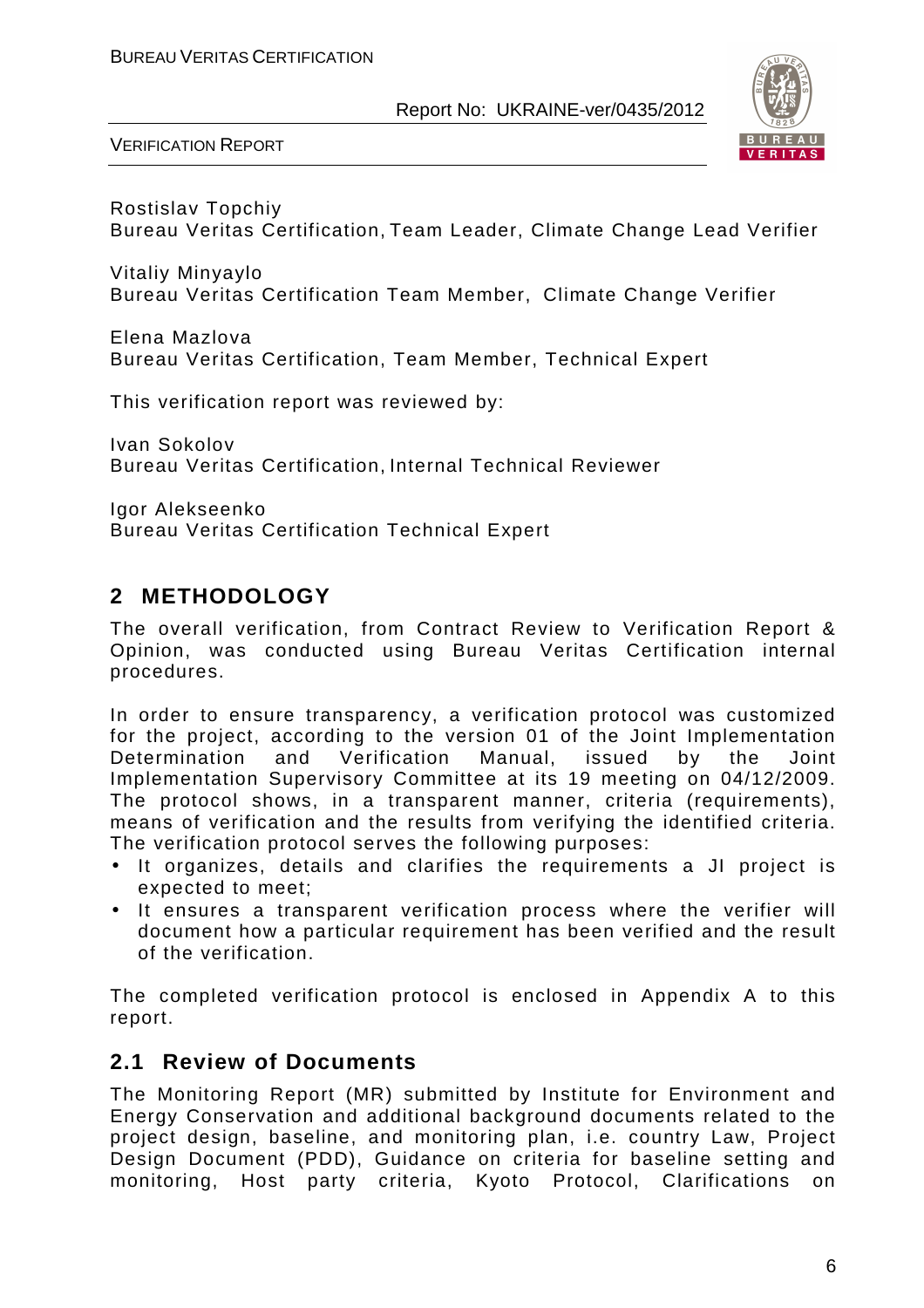Rostislav Topchiy
Bureau Veritas Certification, Team Leader, Climate Change Lead Verifier

Vitaliy Minyaylo
Bureau Veritas Certification Team Member, Climate Change Verifier

Elena Mazlova
Bureau Veritas Certification, Team Member, Technical Expert

This verification report was reviewed by:

Ivan Sokolov
Bureau Veritas Certification, Internal Technical Reviewer

Igor Alekseenko
Bureau Veritas Certification Technical Expert

## 2 METHODOLOGY

The overall verification, from Contract Review to Verification Report & Opinion, was conducted using Bureau Veritas Certification internal procedures.

In order to ensure transparency, a verification protocol was customized for the project, according to the version 01 of the Joint Implementation Determination and Verification Manual, issued by the Joint Implementation Supervisory Committee at its 19 meeting on 04/12/2009. The protocol shows, in a transparent manner, criteria (requirements), means of verification and the results from verifying the identified criteria. The verification protocol serves the following purposes:

- It organizes, details and clarifies the requirements a JI project is expected to meet;
- It ensures a transparent verification process where the verifier will document how a particular requirement has been verified and the result of the verification.

The completed verification protocol is enclosed in Appendix A to this report.

### 2.1 Review of Documents

The Monitoring Report (MR) submitted by Institute for Environment and Energy Conservation and additional background documents related to the project design, baseline, and monitoring plan, i.e. country Law, Project Design Document (PDD), Guidance on criteria for baseline setting and monitoring, Host party criteria, Kyoto Protocol, Clarifications on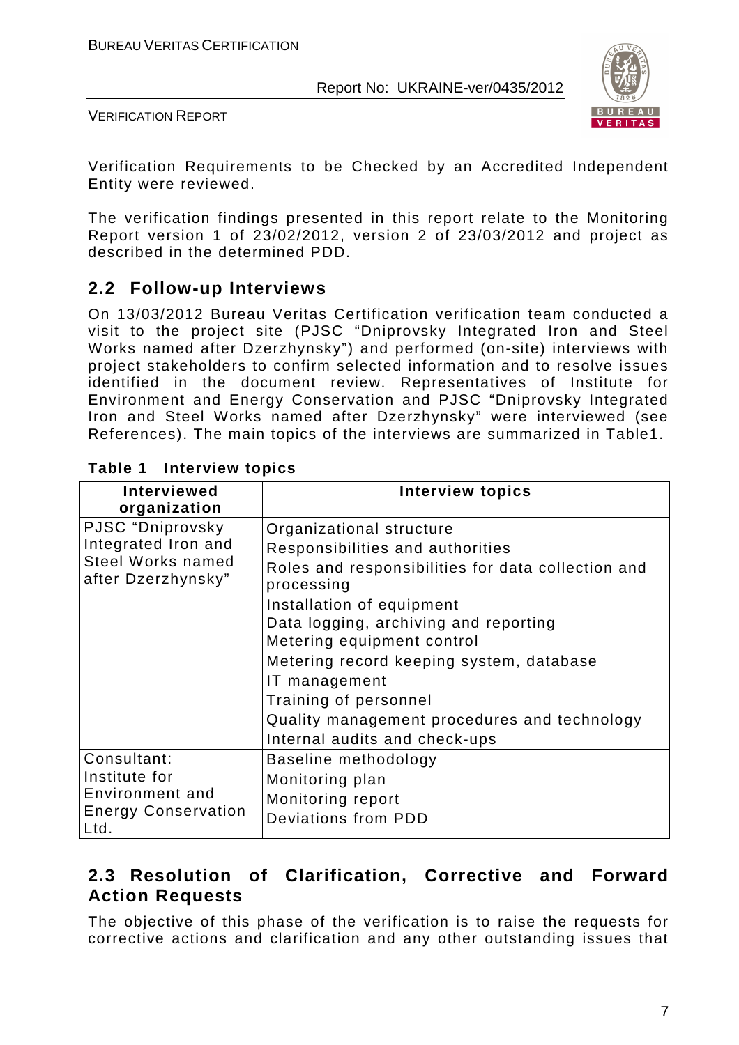Verification Requirements to be Checked by an Accredited Independent Entity were reviewed.

The verification findings presented in this report relate to the Monitoring Report version 1 of 23/02/2012, version 2 of 23/03/2012 and project as described in the determined PDD.

## 2.2 Follow-up Interviews

On 13/03/2012 Bureau Veritas Certification verification team conducted a visit to the project site (PJSC "Dniprovsky Integrated Iron and Steel Works named after Dzerzhynsky") and performed (on-site) interviews with project stakeholders to confirm selected information and to resolve issues identified in the document review. Representatives of Institute for Environment and Energy Conservation and PJSC "Dniprovsky Integrated Iron and Steel Works named after Dzerzhynsky" were interviewed (see References). The main topics of the interviews are summarized in Table1.

**Table 1 Interview topics**

| Interviewed organization | Interview topics |
|---|---|
| PJSC "Dniprovsky Integrated Iron and Steel Works named after Dzerzhynsky" | Organizational structure<br>Responsibilities and authorities<br>Roles and responsibilities for data collection and processing<br>Installation of equipment<br>Data logging, archiving and reporting<br>Metering equipment control<br>Metering record keeping system, database<br>IT management<br>Training of personnel<br>Quality management procedures and technology<br>Internal audits and check-ups |
| Consultant: Institute for Environment and Energy Conservation Ltd. | Baseline methodology<br>Monitoring plan<br>Monitoring report<br>Deviations from PDD |

## 2.3 Resolution of Clarification, Corrective and Forward Action Requests

The objective of this phase of the verification is to raise the requests for corrective actions and clarification and any other outstanding issues that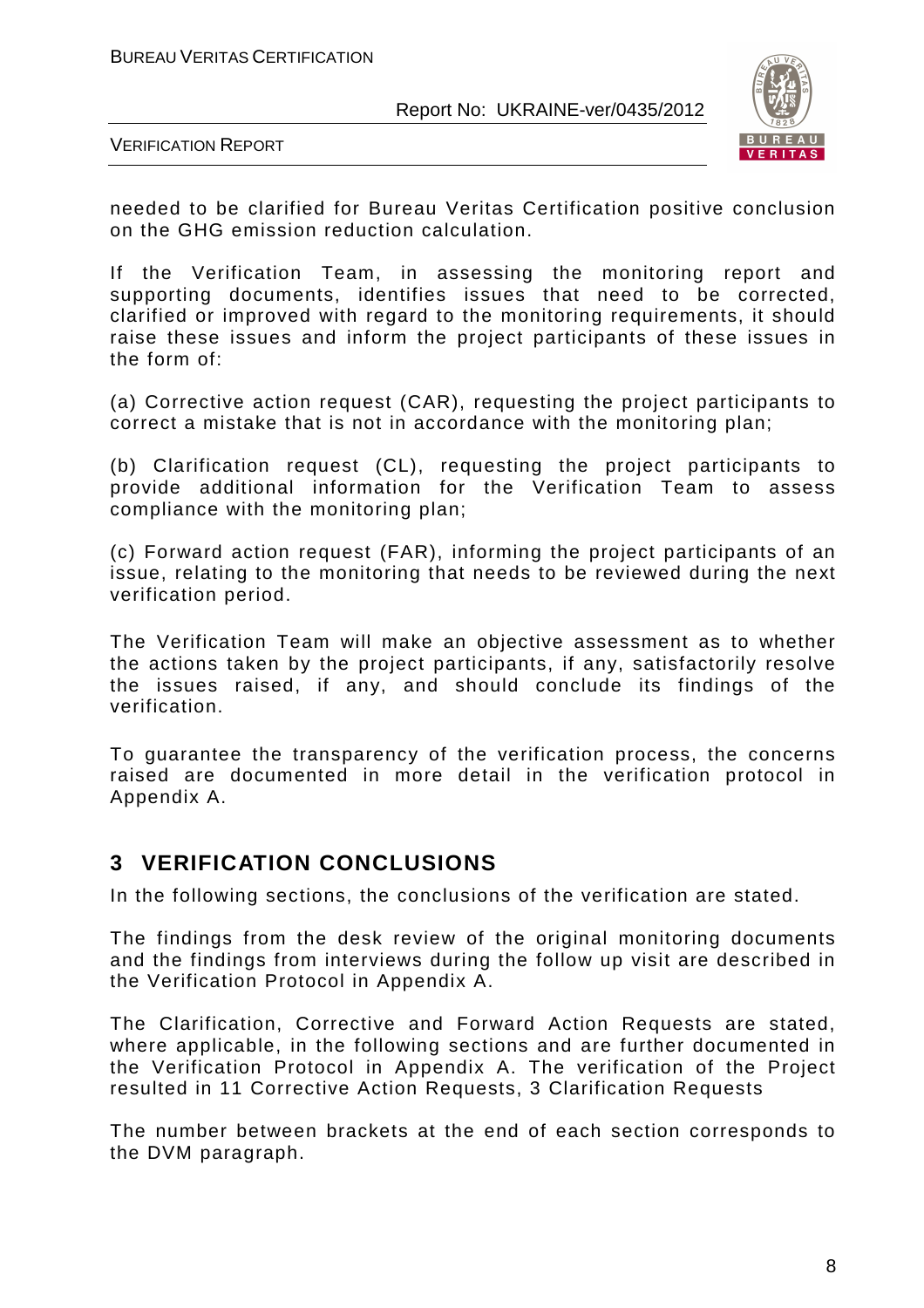needed to be clarified for Bureau Veritas Certification positive conclusion on the GHG emission reduction calculation.

If the Verification Team, in assessing the monitoring report and supporting documents, identifies issues that need to be corrected, clarified or improved with regard to the monitoring requirements, it should raise these issues and inform the project participants of these issues in the form of:

(a) Corrective action request (CAR), requesting the project participants to correct a mistake that is not in accordance with the monitoring plan;

(b) Clarification request (CL), requesting the project participants to provide additional information for the Verification Team to assess compliance with the monitoring plan;

(c) Forward action request (FAR), informing the project participants of an issue, relating to the monitoring that needs to be reviewed during the next verification period.

The Verification Team will make an objective assessment as to whether the actions taken by the project participants, if any, satisfactorily resolve the issues raised, if any, and should conclude its findings of the verification.

To guarantee the transparency of the verification process, the concerns raised are documented in more detail in the verification protocol in Appendix A.

## 3 VERIFICATION CONCLUSIONS

In the following sections, the conclusions of the verification are stated.

The findings from the desk review of the original monitoring documents and the findings from interviews during the follow up visit are described in the Verification Protocol in Appendix A.

The Clarification, Corrective and Forward Action Requests are stated, where applicable, in the following sections and are further documented in the Verification Protocol in Appendix A. The verification of the Project resulted in 11 Corrective Action Requests, 3 Clarification Requests

The number between brackets at the end of each section corresponds to the DVM paragraph.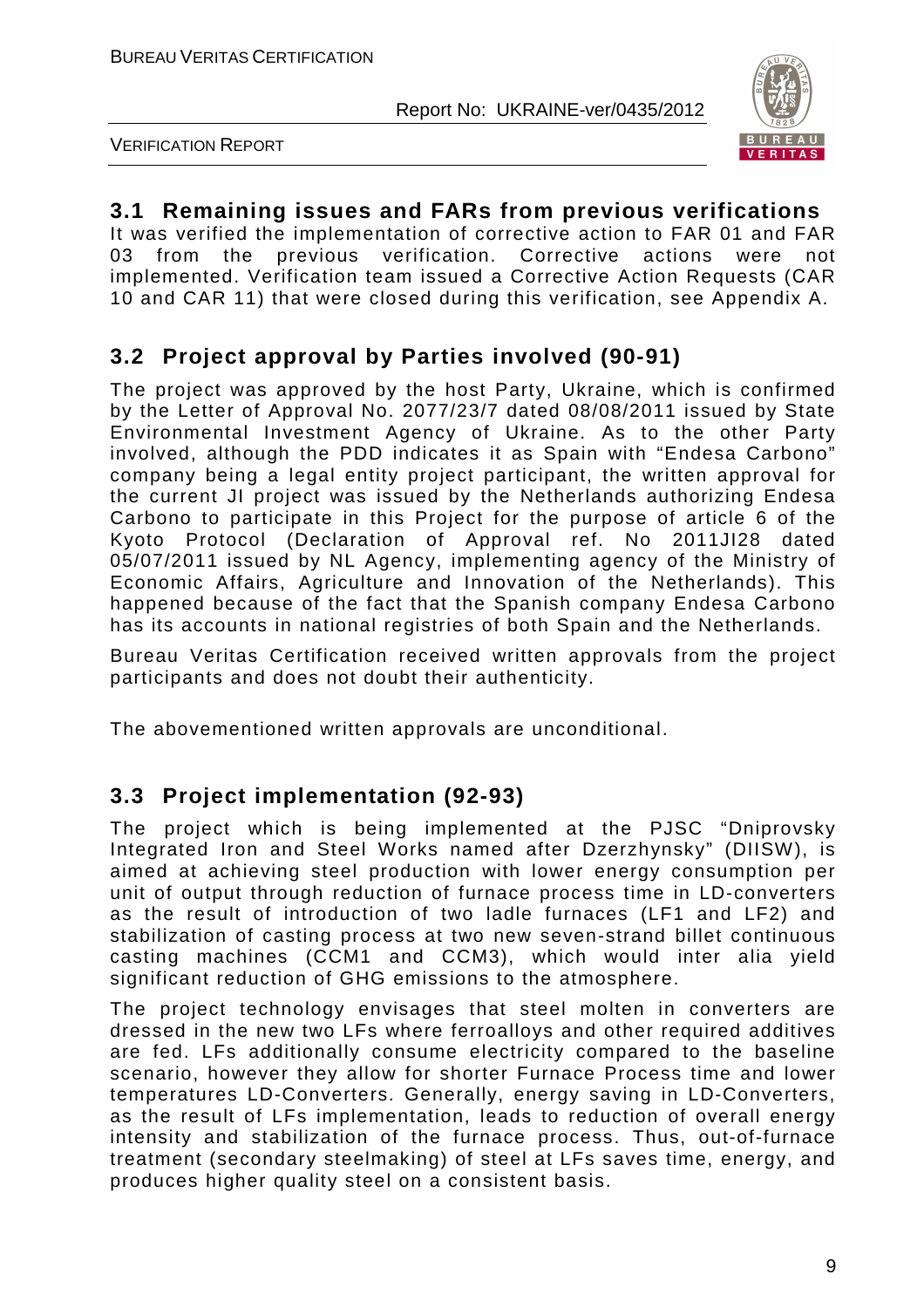## 3.1 Remaining issues and FARs from previous verifications

It was verified the implementation of corrective action to FAR 01 and FAR 03 from the previous verification. Corrective actions were not implemented. Verification team issued a Corrective Action Requests (CAR 10 and CAR 11) that were closed during this verification, see Appendix A.

## 3.2 Project approval by Parties involved (90-91)

The project was approved by the host Party, Ukraine, which is confirmed by the Letter of Approval No. 2077/23/7 dated 08/08/2011 issued by State Environmental Investment Agency of Ukraine. As to the other Party involved, although the PDD indicates it as Spain with "Endesa Carbono" company being a legal entity project participant, the written approval for the current JI project was issued by the Netherlands authorizing Endesa Carbono to participate in this Project for the purpose of article 6 of the Kyoto Protocol (Declaration of Approval ref. No 2011JI28 dated 05/07/2011 issued by NL Agency, implementing agency of the Ministry of Economic Affairs, Agriculture and Innovation of the Netherlands). This happened because of the fact that the Spanish company Endesa Carbono has its accounts in national registries of both Spain and the Netherlands.

Bureau Veritas Certification received written approvals from the project participants and does not doubt their authenticity.

The abovementioned written approvals are unconditional.

## 3.3 Project implementation (92-93)

The project which is being implemented at the PJSC "Dniprovsky Integrated Iron and Steel Works named after Dzerzhynsky" (DIISW), is aimed at achieving steel production with lower energy consumption per unit of output through reduction of furnace process time in LD-converters as the result of introduction of two ladle furnaces (LF1 and LF2) and stabilization of casting process at two new seven-strand billet continuous casting machines (CCM1 and CCM3), which would inter alia yield significant reduction of GHG emissions to the atmosphere.

The project technology envisages that steel molten in converters are dressed in the new two LFs where ferroalloys and other required additives are fed. LFs additionally consume electricity compared to the baseline scenario, however they allow for shorter Furnace Process time and lower temperatures LD-Converters. Generally, energy saving in LD-Converters, as the result of LFs implementation, leads to reduction of overall energy intensity and stabilization of the furnace process. Thus, out-of-furnace treatment (secondary steelmaking) of steel at LFs saves time, energy, and produces higher quality steel on a consistent basis.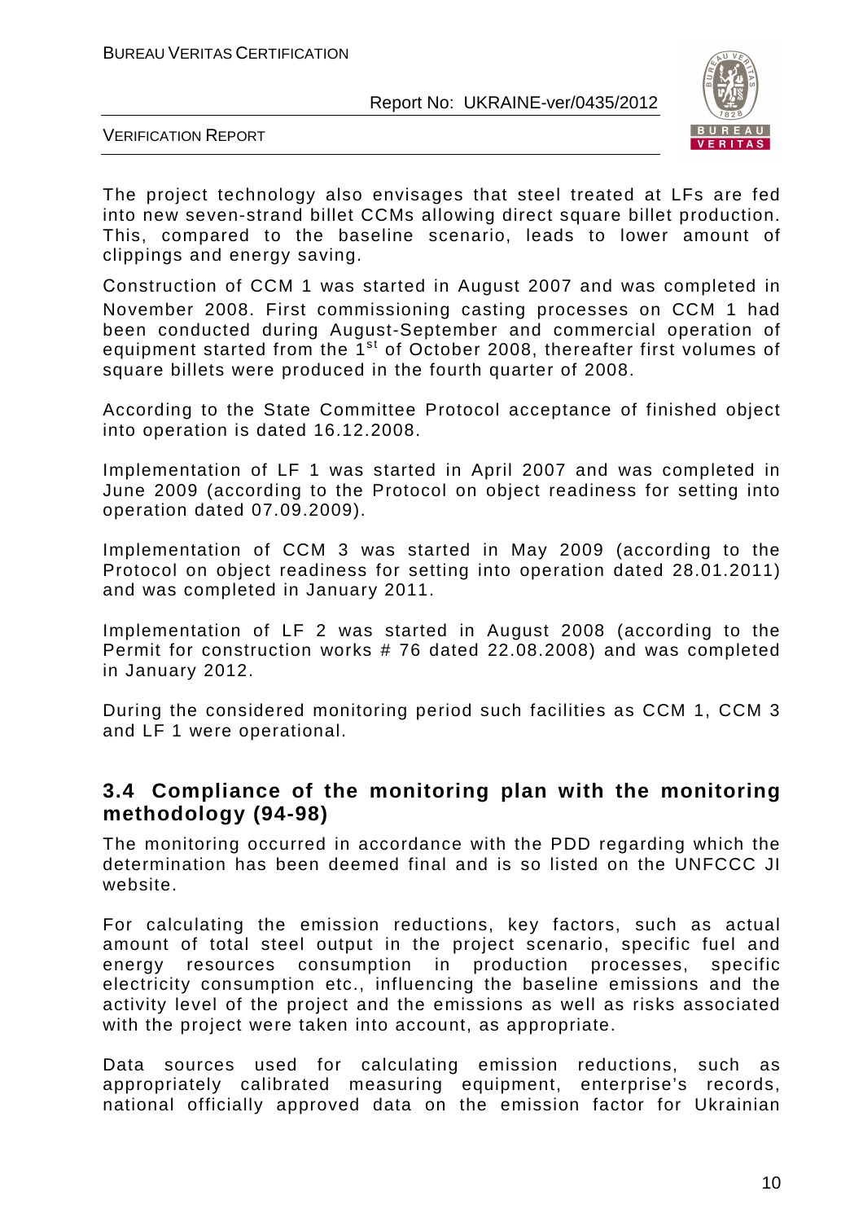The project technology also envisages that steel treated at LFs are fed into new seven-strand billet CCMs allowing direct square billet production. This, compared to the baseline scenario, leads to lower amount of clippings and energy saving.

Construction of CCM 1 was started in August 2007 and was completed in November 2008. First commissioning casting processes on CCM 1 had been conducted during August-September and commercial operation of equipment started from the 1st of October 2008, thereafter first volumes of square billets were produced in the fourth quarter of 2008.

According to the State Committee Protocol acceptance of finished object into operation is dated 16.12.2008.

Implementation of LF 1 was started in April 2007 and was completed in June 2009 (according to the Protocol on object readiness for setting into operation dated 07.09.2009).

Implementation of CCM 3 was started in May 2009 (according to the Protocol on object readiness for setting into operation dated 28.01.2011) and was completed in January 2011.

Implementation of LF 2 was started in August 2008 (according to the Permit for construction works # 76 dated 22.08.2008) and was completed in January 2012.

During the considered monitoring period such facilities as CCM 1, CCM 3 and LF 1 were operational.

## 3.4 Compliance of the monitoring plan with the monitoring methodology (94-98)

The monitoring occurred in accordance with the PDD regarding which the determination has been deemed final and is so listed on the UNFCCC JI website.

For calculating the emission reductions, key factors, such as actual amount of total steel output in the project scenario, specific fuel and energy resources consumption in production processes, specific electricity consumption etc., influencing the baseline emissions and the activity level of the project and the emissions as well as risks associated with the project were taken into account, as appropriate.

Data sources used for calculating emission reductions, such as appropriately calibrated measuring equipment, enterprise's records, national officially approved data on the emission factor for Ukrainian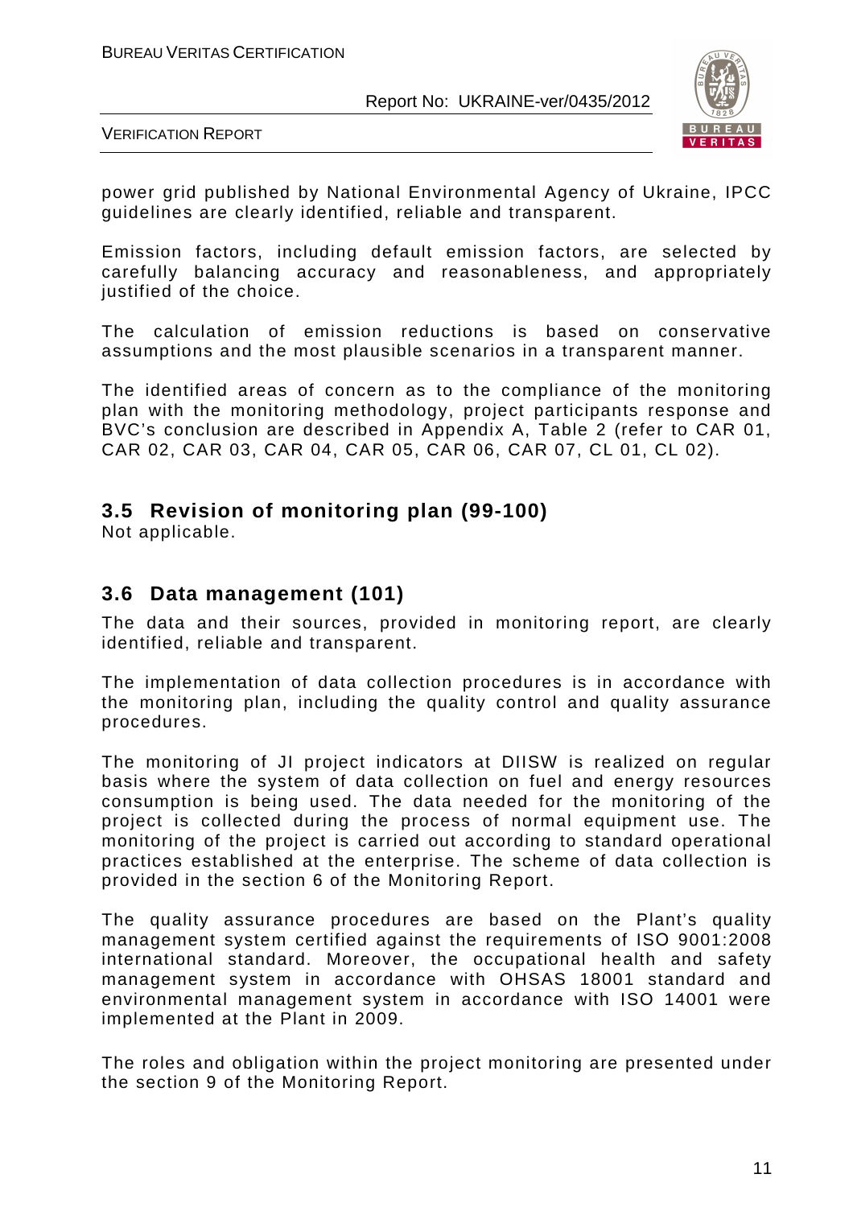power grid published by National Environmental Agency of Ukraine, IPCC guidelines are clearly identified, reliable and transparent.

Emission factors, including default emission factors, are selected by carefully balancing accuracy and reasonableness, and appropriately justified of the choice.

The calculation of emission reductions is based on conservative assumptions and the most plausible scenarios in a transparent manner.

The identified areas of concern as to the compliance of the monitoring plan with the monitoring methodology, project participants response and BVC's conclusion are described in Appendix A, Table 2 (refer to CAR 01, CAR 02, CAR 03, CAR 04, CAR 05, CAR 06, CAR 07, CL 01, CL 02).

## 3.5 Revision of monitoring plan (99-100)

Not applicable.

## 3.6 Data management (101)

The data and their sources, provided in monitoring report, are clearly identified, reliable and transparent.

The implementation of data collection procedures is in accordance with the monitoring plan, including the quality control and quality assurance procedures.

The monitoring of JI project indicators at DIISW is realized on regular basis where the system of data collection on fuel and energy resources consumption is being used. The data needed for the monitoring of the project is collected during the process of normal equipment use. The monitoring of the project is carried out according to standard operational practices established at the enterprise. The scheme of data collection is provided in the section 6 of the Monitoring Report.

The quality assurance procedures are based on the Plant's quality management system certified against the requirements of ISO 9001:2008 international standard. Moreover, the occupational health and safety management system in accordance with OHSAS 18001 standard and environmental management system in accordance with ISO 14001 were implemented at the Plant in 2009.

The roles and obligation within the project monitoring are presented under the section 9 of the Monitoring Report.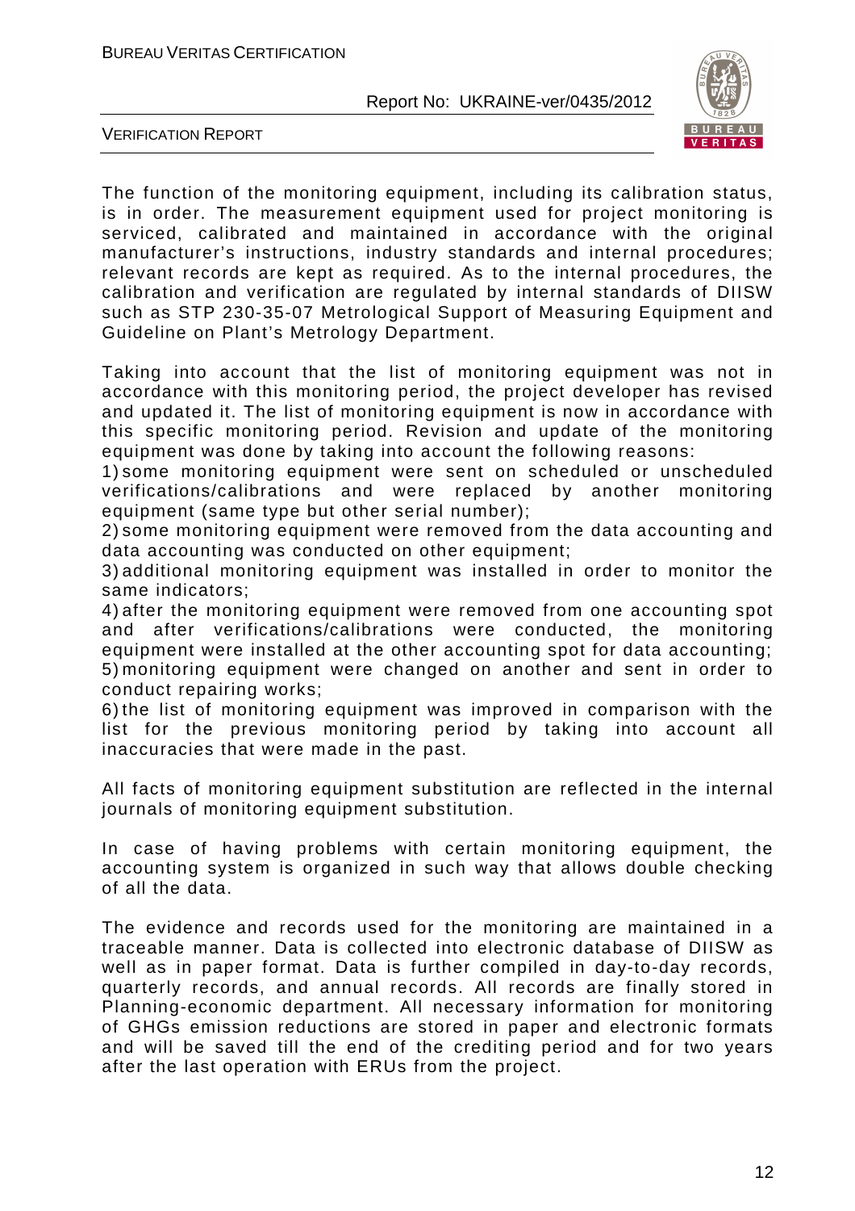The function of the monitoring equipment, including its calibration status, is in order. The measurement equipment used for project monitoring is serviced, calibrated and maintained in accordance with the original manufacturer's instructions, industry standards and internal procedures; relevant records are kept as required. As to the internal procedures, the calibration and verification are regulated by internal standards of DIISW such as STP 230-35-07 Metrological Support of Measuring Equipment and Guideline on Plant's Metrology Department.

Taking into account that the list of monitoring equipment was not in accordance with this monitoring period, the project developer has revised and updated it. The list of monitoring equipment is now in accordance with this specific monitoring period. Revision and update of the monitoring equipment was done by taking into account the following reasons:

1) some monitoring equipment were sent on scheduled or unscheduled verifications/calibrations and were replaced by another monitoring equipment (same type but other serial number);
2) some monitoring equipment were removed from the data accounting and data accounting was conducted on other equipment;
3) additional monitoring equipment was installed in order to monitor the same indicators;
4) after the monitoring equipment were removed from one accounting spot and after verifications/calibrations were conducted, the monitoring equipment were installed at the other accounting spot for data accounting;
5) monitoring equipment were changed on another and sent in order to conduct repairing works;
6) the list of monitoring equipment was improved in comparison with the list for the previous monitoring period by taking into account all inaccuracies that were made in the past.

All facts of monitoring equipment substitution are reflected in the internal journals of monitoring equipment substitution.

In case of having problems with certain monitoring equipment, the accounting system is organized in such way that allows double checking of all the data.

The evidence and records used for the monitoring are maintained in a traceable manner. Data is collected into electronic database of DIISW as well as in paper format. Data is further compiled in day-to-day records, quarterly records, and annual records. All records are finally stored in Planning-economic department. All necessary information for monitoring of GHGs emission reductions are stored in paper and electronic formats and will be saved till the end of the crediting period and for two years after the last operation with ERUs from the project.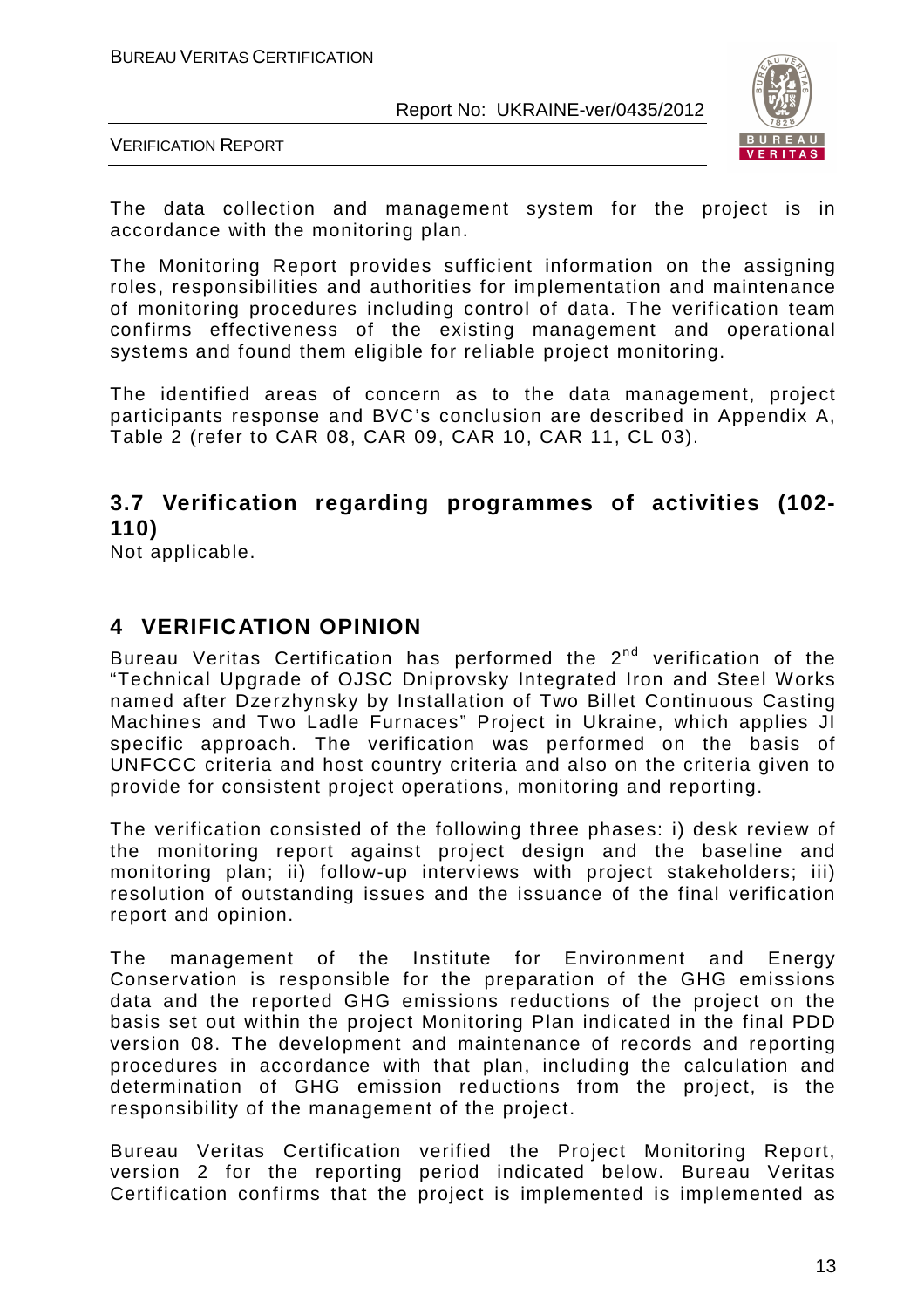The data collection and management system for the project is in accordance with the monitoring plan.

The Monitoring Report provides sufficient information on the assigning roles, responsibilities and authorities for implementation and maintenance of monitoring procedures including control of data. The verification team confirms effectiveness of the existing management and operational systems and found them eligible for reliable project monitoring.

The identified areas of concern as to the data management, project participants response and BVC's conclusion are described in Appendix A, Table 2 (refer to CAR 08, CAR 09, CAR 10, CAR 11, CL 03).

## 3.7 Verification regarding programmes of activities (102-110)

Not applicable.

# 4 VERIFICATION OPINION

Bureau Veritas Certification has performed the 2nd verification of the "Technical Upgrade of OJSC Dniprovsky Integrated Iron and Steel Works named after Dzerzhynsky by Installation of Two Billet Continuous Casting Machines and Two Ladle Furnaces" Project in Ukraine, which applies JI specific approach. The verification was performed on the basis of UNFCCC criteria and host country criteria and also on the criteria given to provide for consistent project operations, monitoring and reporting.

The verification consisted of the following three phases: i) desk review of the monitoring report against project design and the baseline and monitoring plan; ii) follow-up interviews with project stakeholders; iii) resolution of outstanding issues and the issuance of the final verification report and opinion.

The management of the Institute for Environment and Energy Conservation is responsible for the preparation of the GHG emissions data and the reported GHG emissions reductions of the project on the basis set out within the project Monitoring Plan indicated in the final PDD version 08. The development and maintenance of records and reporting procedures in accordance with that plan, including the calculation and determination of GHG emission reductions from the project, is the responsibility of the management of the project.

Bureau Veritas Certification verified the Project Monitoring Report, version 2 for the reporting period indicated below. Bureau Veritas Certification confirms that the project is implemented is implemented as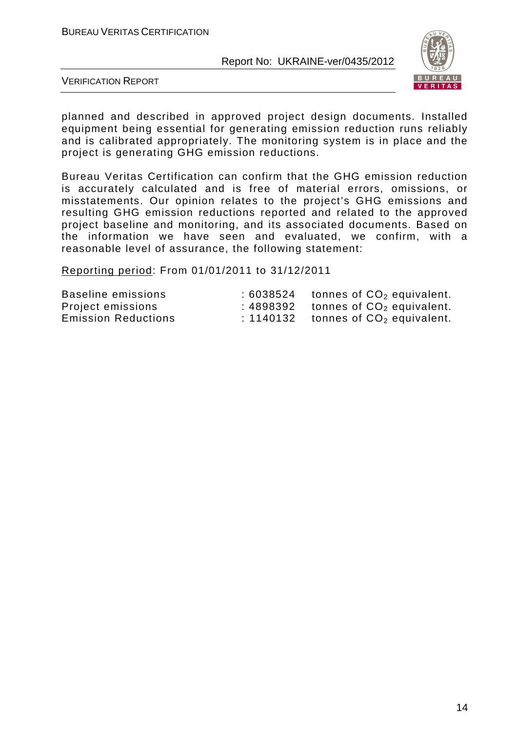planned and described in approved project design documents. Installed equipment being essential for generating emission reduction runs reliably and is calibrated appropriately. The monitoring system is in place and the project is generating GHG emission reductions.

Bureau Veritas Certification can confirm that the GHG emission reduction is accurately calculated and is free of material errors, omissions, or misstatements. Our opinion relates to the project's GHG emissions and resulting GHG emission reductions reported and related to the approved project baseline and monitoring, and its associated documents. Based on the information we have seen and evaluated, we confirm, with a reasonable level of assurance, the following statement:

Reporting period: From 01/01/2011 to 31/12/2011

| | | |
|---|---|---|
| Baseline emissions | : 6038524 | tonnes of $CO_2$ equivalent. |
| Project emissions | : 4898392 | tonnes of $CO_2$ equivalent. |
| Emission Reductions | : 1140132 | tonnes of $CO_2$ equivalent. |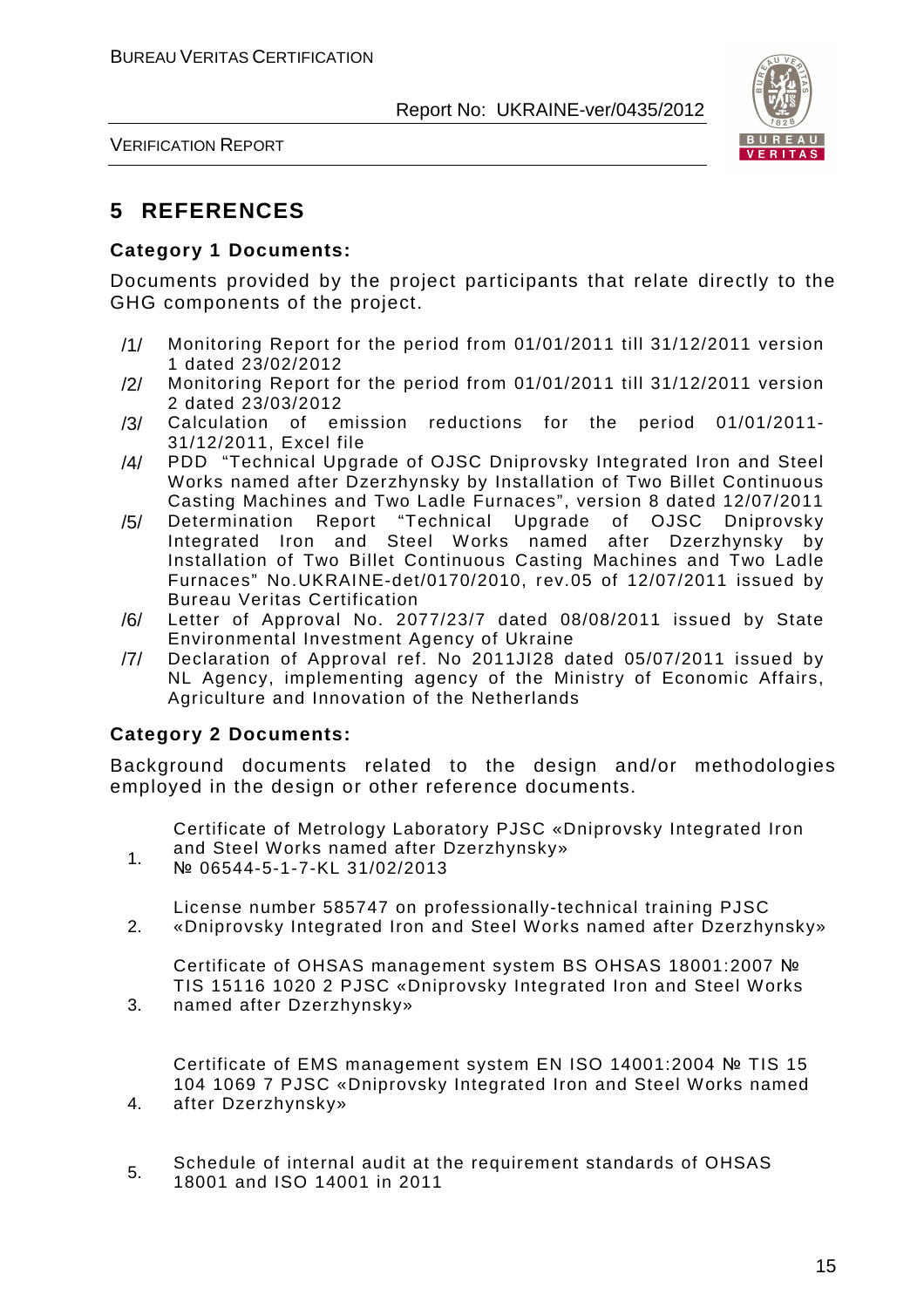# 5 REFERENCES

**Category 1 Documents:**

Documents provided by the project participants that relate directly to the GHG components of the project.

/1/ Monitoring Report for the period from 01/01/2011 till 31/12/2011 version 1 dated 23/02/2012

/2/ Monitoring Report for the period from 01/01/2011 till 31/12/2011 version 2 dated 23/03/2012

/3/ Calculation of emission reductions for the period 01/01/2011-31/12/2011, Excel file

/4/ PDD "Technical Upgrade of OJSC Dniprovsky Integrated Iron and Steel Works named after Dzerzhynsky by Installation of Two Billet Continuous Casting Machines and Two Ladle Furnaces", version 8 dated 12/07/2011

/5/ Determination Report "Technical Upgrade of OJSC Dniprovsky Integrated Iron and Steel Works named after Dzerzhynsky by Installation of Two Billet Continuous Casting Machines and Two Ladle Furnaces" No.UKRAINE-det/0170/2010, rev.05 of 12/07/2011 issued by Bureau Veritas Certification

/6/ Letter of Approval No. 2077/23/7 dated 08/08/2011 issued by State Environmental Investment Agency of Ukraine

/7/ Declaration of Approval ref. No 2011JI28 dated 05/07/2011 issued by NL Agency, implementing agency of the Ministry of Economic Affairs, Agriculture and Innovation of the Netherlands

**Category 2 Documents:**

Background documents related to the design and/or methodologies employed in the design or other reference documents.

1. Certificate of Metrology Laboratory PJSC «Dniprovsky Integrated Iron and Steel Works named after Dzerzhynsky» № 06544-5-1-7-KL 31/02/2013
2. License number 585747 on professionally-technical training PJSC «Dniprovsky Integrated Iron and Steel Works named after Dzerzhynsky»
3. Certificate of OHSAS management system BS OHSAS 18001:2007 № TIS 15116 1020 2 PJSC «Dniprovsky Integrated Iron and Steel Works named after Dzerzhynsky»
4. Certificate of EMS management system EN ISO 14001:2004 № TIS 15 104 1069 7 PJSC «Dniprovsky Integrated Iron and Steel Works named after Dzerzhynsky»
5. Schedule of internal audit at the requirement standards of OHSAS 18001 and ISO 14001 in 2011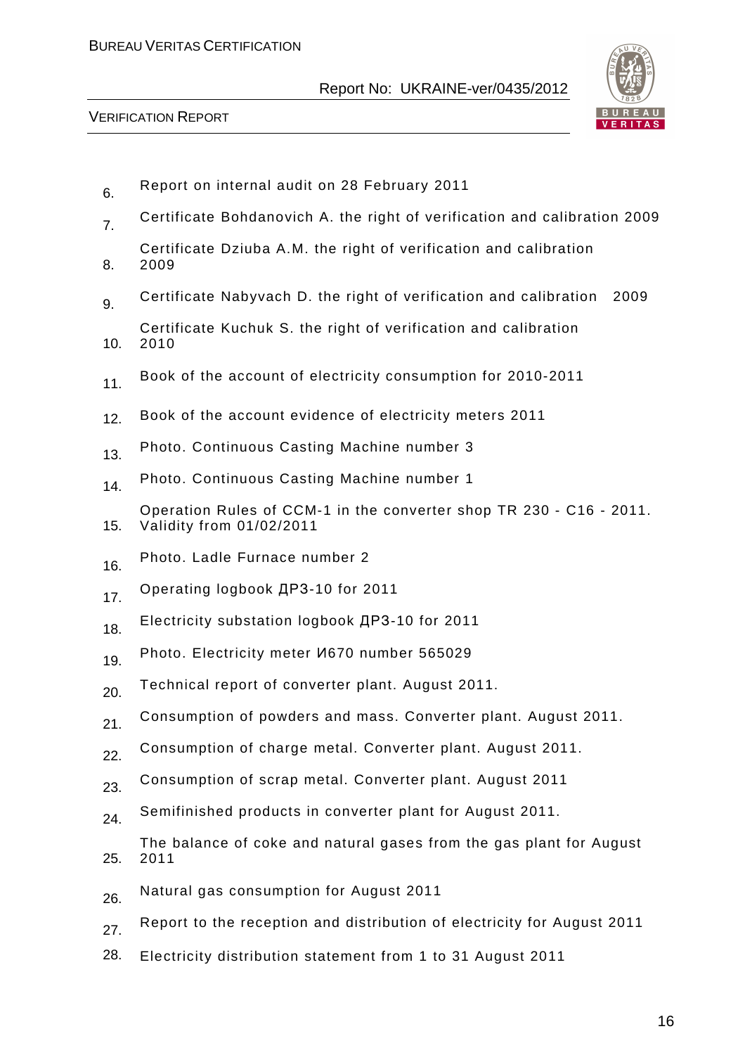6. Report on internal audit on 28 February 2011
7. Certificate Bohdanovich A. the right of verification and calibration 2009
8. Certificate Dziuba A.M. the right of verification and calibration 2009
9. Certificate Nabyvach D. the right of verification and calibration 2009
10. Certificate Kuchuk S. the right of verification and calibration 2010
11. Book of the account of electricity consumption for 2010-2011
12. Book of the account evidence of electricity meters 2011
13. Photo. Continuous Casting Machine number 3
14. Photo. Continuous Casting Machine number 1
15. Operation Rules of CCM-1 in the converter shop TR 230 - C16 - 2011. Validity from 01/02/2011
16. Photo. Ladle Furnace number 2
17. Operating logbook ДРЗ-10 for 2011
18. Electricity substation logbook ДРЗ-10 for 2011
19. Photo. Electricity meter И670 number 565029
20. Technical report of converter plant. August 2011.
21. Consumption of powders and mass. Converter plant. August 2011.
22. Consumption of charge metal. Converter plant. August 2011.
23. Consumption of scrap metal. Converter plant. August 2011
24. Semifinished products in converter plant for August 2011.
25. The balance of coke and natural gases from the gas plant for August 2011
26. Natural gas consumption for August 2011
27. Report to the reception and distribution of electricity for August 2011
28. Electricity distribution statement from 1 to 31 August 2011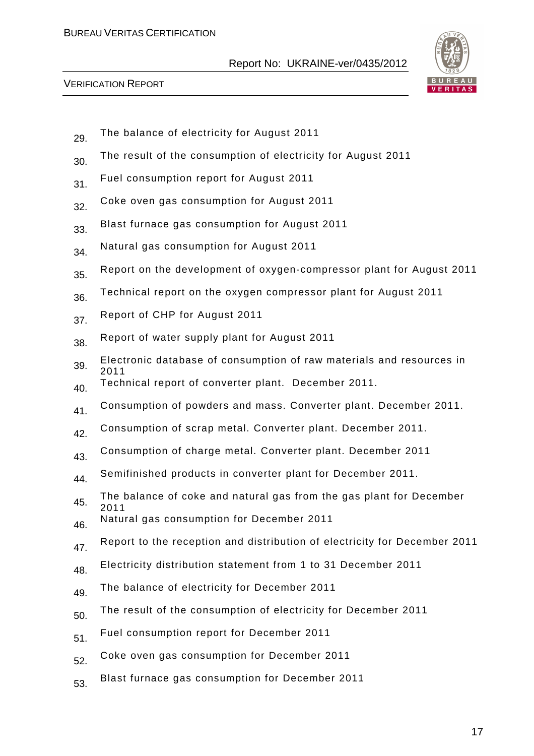29. The balance of electricity for August 2011
30. The result of the consumption of electricity for August 2011
31. Fuel consumption report for August 2011
32. Coke oven gas consumption for August 2011
33. Blast furnace gas consumption for August 2011
34. Natural gas consumption for August 2011
35. Report on the development of oxygen-compressor plant for August 2011
36. Technical report on the oxygen compressor plant for August 2011
37. Report of CHP for August 2011
38. Report of water supply plant for August 2011
39. Electronic database of consumption of raw materials and resources in 2011
40. Technical report of converter plant. December 2011.
41. Consumption of powders and mass. Converter plant. December 2011.
42. Consumption of scrap metal. Converter plant. December 2011.
43. Consumption of charge metal. Converter plant. December 2011
44. Semifinished products in converter plant for December 2011.
45. The balance of coke and natural gas from the gas plant for December 2011
46. Natural gas consumption for December 2011
47. Report to the reception and distribution of electricity for December 2011
48. Electricity distribution statement from 1 to 31 December 2011
49. The balance of electricity for December 2011
50. The result of the consumption of electricity for December 2011
51. Fuel consumption report for December 2011
52. Coke oven gas consumption for December 2011
53. Blast furnace gas consumption for December 2011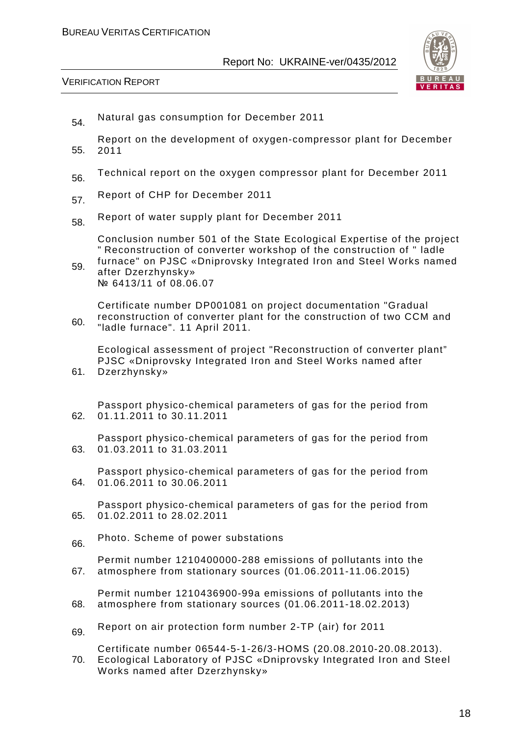54. Natural gas consumption for December 2011
55. Report on the development of oxygen-compressor plant for December 2011
56. Technical report on the oxygen compressor plant for December 2011
57. Report of CHP for December 2011
58. Report of water supply plant for December 2011
59. Conclusion number 501 of the State Ecological Expertise of the project " Reconstruction of converter workshop of the construction of " ladle furnace" on PJSC «Dniprovsky Integrated Iron and Steel Works named after Dzerzhynsky»
    № 6413/11 of 08.06.07
60. Certificate number DP001081 on project documentation "Gradual reconstruction of converter plant for the construction of two CCM and "ladle furnace". 11 April 2011.
61. Ecological assessment of project "Reconstruction of converter plant" PJSC «Dniprovsky Integrated Iron and Steel Works named after Dzerzhynsky»
62. Passport physico-chemical parameters of gas for the period from 01.11.2011 to 30.11.2011
63. Passport physico-chemical parameters of gas for the period from 01.03.2011 to 31.03.2011
64. Passport physico-chemical parameters of gas for the period from 01.06.2011 to 30.06.2011
65. Passport physico-chemical parameters of gas for the period from 01.02.2011 to 28.02.2011
66. Photo. Scheme of power substations
67. Permit number 1210400000-288 emissions of pollutants into the atmosphere from stationary sources (01.06.2011-11.06.2015)
68. Permit number 1210436900-99a emissions of pollutants into the atmosphere from stationary sources (01.06.2011-18.02.2013)
69. Report on air protection form number 2-TP (air) for 2011
70. Certificate number 06544-5-1-26/3-HOMS (20.08.2010-20.08.2013). Ecological Laboratory of PJSC «Dniprovsky Integrated Iron and Steel Works named after Dzerzhynsky»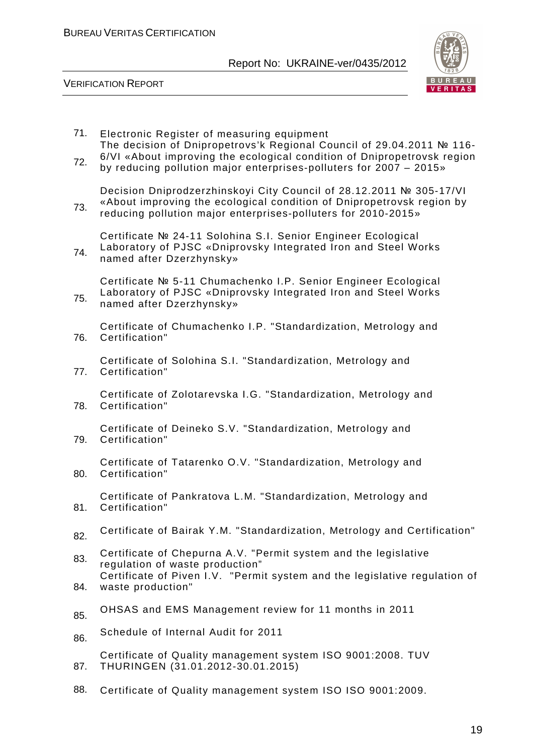71. Electronic Register of measuring equipment
72. The decision of Dnipropetrovs'k Regional Council of 29.04.2011 № 116-6/VI «About improving the ecological condition of Dnipropetrovsk region by reducing pollution major enterprises-polluters for 2007 – 2015»
73. Decision Dniprodzerzhinskoyi City Council of 28.12.2011 № 305-17/VI «About improving the ecological condition of Dnipropetrovsk region by reducing pollution major enterprises-polluters for 2010-2015»
74. Certificate № 24-11 Solohina S.I. Senior Engineer Ecological Laboratory of PJSC «Dniprovsky Integrated Iron and Steel Works named after Dzerzhynsky»
75. Certificate № 5-11 Chumachenko I.P. Senior Engineer Ecological Laboratory of PJSC «Dniprovsky Integrated Iron and Steel Works named after Dzerzhynsky»
76. Certificate of Chumachenko I.P. "Standardization, Metrology and Certification"
77. Certificate of Solohina S.I. "Standardization, Metrology and Certification"
78. Certificate of Zolotarevska I.G. "Standardization, Metrology and Certification"
79. Certificate of Deineko S.V. "Standardization, Metrology and Certification"
80. Certificate of Tatarenko O.V. "Standardization, Metrology and Certification"
81. Certificate of Pankratova L.M. "Standardization, Metrology and Certification"
82. Certificate of Bairak Y.M. "Standardization, Metrology and Certification"
83. Certificate of Chepurna A.V. "Permit system and the legislative regulation of waste production"
84. Certificate of Piven I.V. "Permit system and the legislative regulation of waste production"
85. OHSAS and EMS Management review for 11 months in 2011
86. Schedule of Internal Audit for 2011
87. Certificate of Quality management system ISO 9001:2008. TUV THURINGEN (31.01.2012-30.01.2015)
88. Certificate of Quality management system ISO ISO 9001:2009.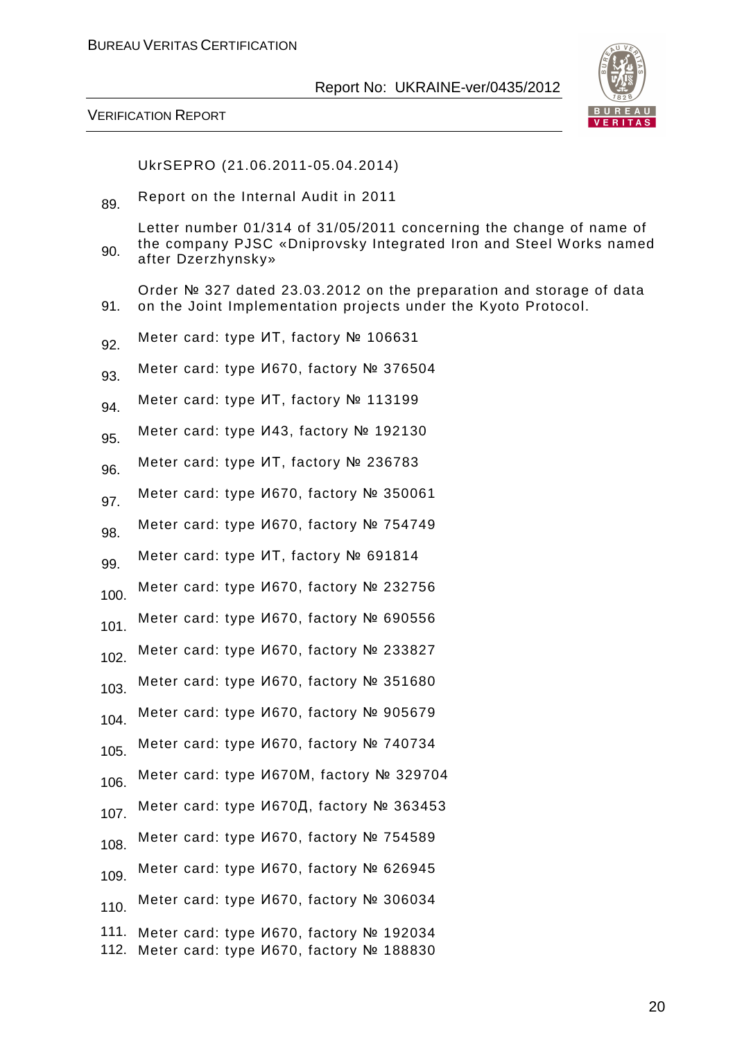UkrSEPRO (21.06.2011-05.04.2014)

89. Report on the Internal Audit in 2011
90. Letter number 01/314 of 31/05/2011 concerning the change of name of the company PJSC «Dniprovsky Integrated Iron and Steel Works named after Dzerzhynsky»
91. Order № 327 dated 23.03.2012 on the preparation and storage of data on the Joint Implementation projects under the Kyoto Protocol.
92. Meter card: type ИТ, factory № 106631
93. Meter card: type И670, factory № 376504
94. Meter card: type ИТ, factory № 113199
95. Meter card: type И43, factory № 192130
96. Meter card: type ИТ, factory № 236783
97. Meter card: type И670, factory № 350061
98. Meter card: type И670, factory № 754749
99. Meter card: type ИТ, factory № 691814
100. Meter card: type И670, factory № 232756
101. Meter card: type И670, factory № 690556
102. Meter card: type И670, factory № 233827
103. Meter card: type И670, factory № 351680
104. Meter card: type И670, factory № 905679
105. Meter card: type И670, factory № 740734
106. Meter card: type И670М, factory № 329704
107. Meter card: type И670Д, factory № 363453
108. Meter card: type И670, factory № 754589
109. Meter card: type И670, factory № 626945
110. Meter card: type И670, factory № 306034
111. Meter card: type И670, factory № 192034
112. Meter card: type И670, factory № 188830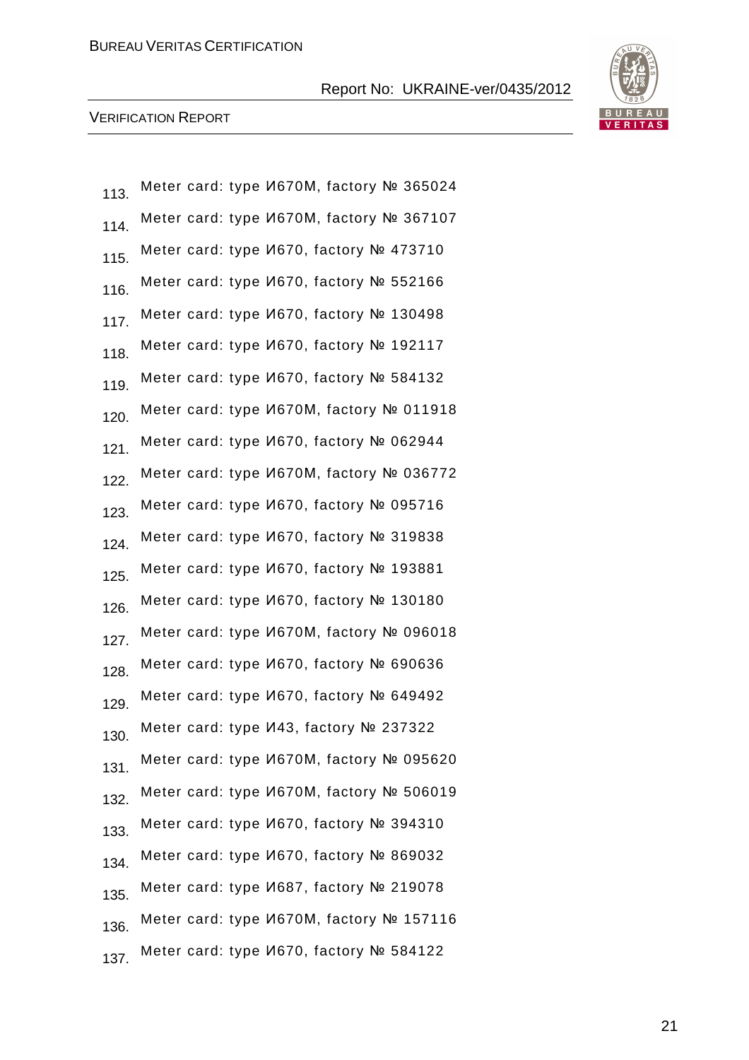113. Meter card: type И670М, factory № 365024
114. Meter card: type И670М, factory № 367107
115. Meter card: type И670, factory № 473710
116. Meter card: type И670, factory № 552166
117. Meter card: type И670, factory № 130498
118. Meter card: type И670, factory № 192117
119. Meter card: type И670, factory № 584132
120. Meter card: type И670М, factory № 011918
121. Meter card: type И670, factory № 062944
122. Meter card: type И670М, factory № 036772
123. Meter card: type И670, factory № 095716
124. Meter card: type И670, factory № 319838
125. Meter card: type И670, factory № 193881
126. Meter card: type И670, factory № 130180
127. Meter card: type И670М, factory № 096018
128. Meter card: type И670, factory № 690636
129. Meter card: type И670, factory № 649492
130. Meter card: type И43, factory № 237322
131. Meter card: type И670М, factory № 095620
132. Meter card: type И670М, factory № 506019
133. Meter card: type И670, factory № 394310
134. Meter card: type И670, factory № 869032
135. Meter card: type И687, factory № 219078
136. Meter card: type И670М, factory № 157116
137. Meter card: type И670, factory № 584122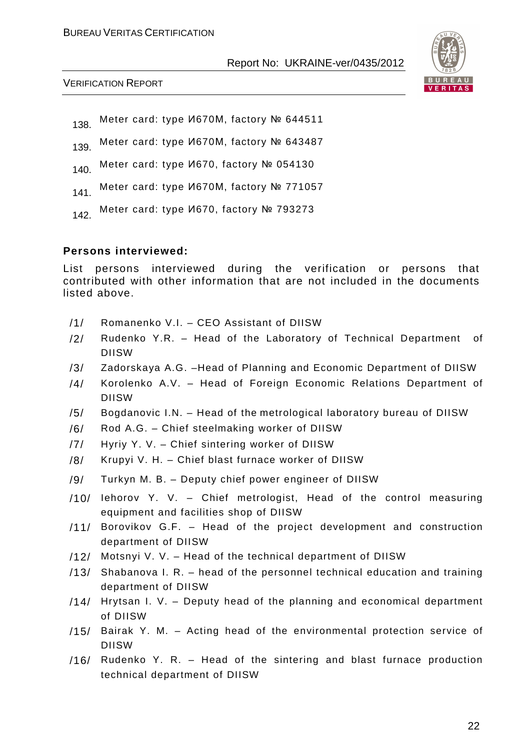138. Meter card: type И670М, factory № 644511

139. Meter card: type И670М, factory № 643487

140. Meter card: type И670, factory № 054130

141. Meter card: type И670М, factory № 771057

142. Meter card: type И670, factory № 793273

**Persons interviewed:**

List persons interviewed during the verification or persons that contributed with other information that are not included in the documents listed above.

/1/ Romanenko V.I. – CEO Assistant of DIISW

/2/ Rudenko Y.R. – Head of the Laboratory of Technical Department of DIISW

/3/ Zadorskaya A.G. –Head of Planning and Economic Department of DIISW

/4/ Korolenko A.V. – Head of Foreign Economic Relations Department of DIISW

/5/ Bogdanovic I.N. – Head of the metrological laboratory bureau of DIISW

/6/ Rod A.G. – Chief steelmaking worker of DIISW

/7/ Hyriy Y. V. – Chief sintering worker of DIISW

/8/ Krupyi V. H. – Chief blast furnace worker of DIISW

/9/ Turkyn M. B. – Deputy chief power engineer of DIISW

/10/ Iehorov Y. V. – Chief metrologist, Head of the control measuring equipment and facilities shop of DIISW

/11/ Borovikov G.F. – Head of the project development and construction department of DIISW

/12/ Motsnyi V. V. – Head of the technical department of DIISW

/13/ Shabanova I. R. – head of the personnel technical education and training department of DIISW

/14/ Hrytsan I. V. – Deputy head of the planning and economical department of DIISW

/15/ Bairak Y. M. – Acting head of the environmental protection service of DIISW

/16/ Rudenko Y. R. – Head of the sintering and blast furnace production technical department of DIISW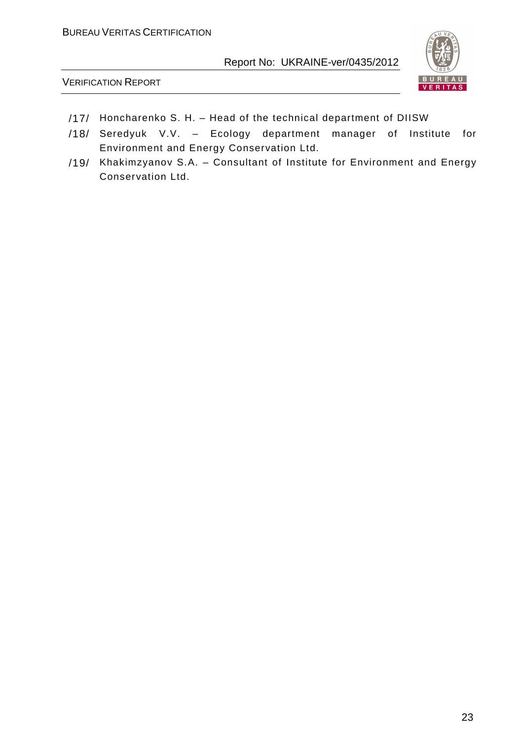/17/ Honcharenko S. H. – Head of the technical department of DIISW

/18/ Seredyuk V.V. – Ecology department manager of Institute for Environment and Energy Conservation Ltd.

/19/ Khakimzyanov S.A. – Consultant of Institute for Environment and Energy Conservation Ltd.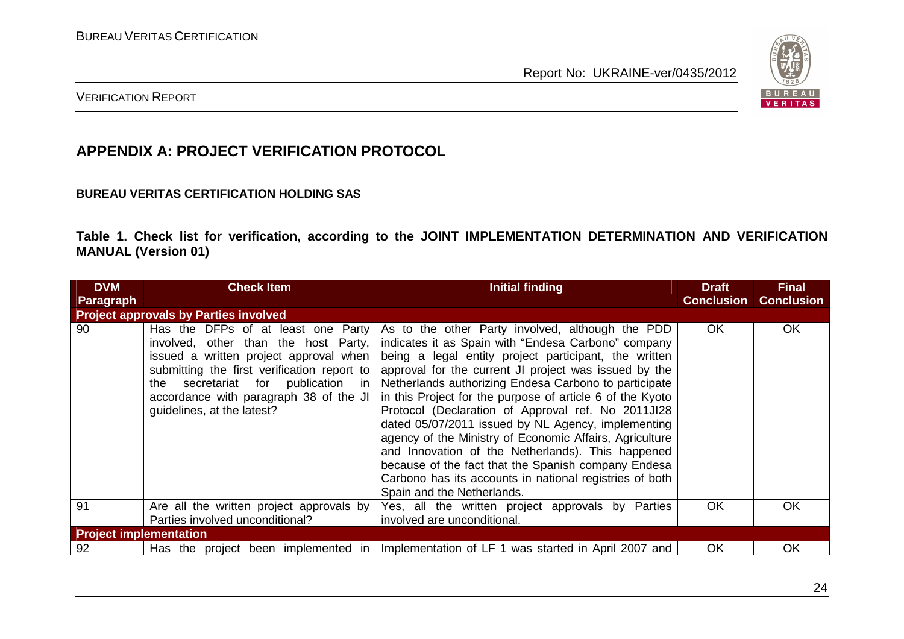## APPENDIX A: PROJECT VERIFICATION PROTOCOL

**BUREAU VERITAS CERTIFICATION HOLDING SAS**

**Table 1. Check list for verification, according to the JOINT IMPLEMENTATION DETERMINATION AND VERIFICATION MANUAL (Version 01)**

| DVM Paragraph | Check Item | Initial finding | Draft Conclusion | Final Conclusion |
|---|---|---|---|---|
| **Project approvals by Parties involved** | | | | |
| 90 | Has the DFPs of at least one Party involved, other than the host Party, issued a written project approval when submitting the first verification report to the secretariat for publication in accordance with paragraph 38 of the JI guidelines, at the latest? | As to the other Party involved, although the PDD indicates it as Spain with "Endesa Carbono" company being a legal entity project participant, the written approval for the current JI project was issued by the Netherlands authorizing Endesa Carbono to participate in this Project for the purpose of article 6 of the Kyoto Protocol (Declaration of Approval ref. No 2011JI28 dated 05/07/2011 issued by NL Agency, implementing agency of the Ministry of Economic Affairs, Agriculture and Innovation of the Netherlands). This happened because of the fact that the Spanish company Endesa Carbono has its accounts in national registries of both Spain and the Netherlands. | OK | OK |
| 91 | Are all the written project approvals by Parties involved unconditional? | Yes, all the written project approvals by Parties involved are unconditional. | OK | OK |
| **Project implementation** | | | | |
| 92 | Has the project been implemented in | Implementation of LF 1 was started in April 2007 and | OK | OK |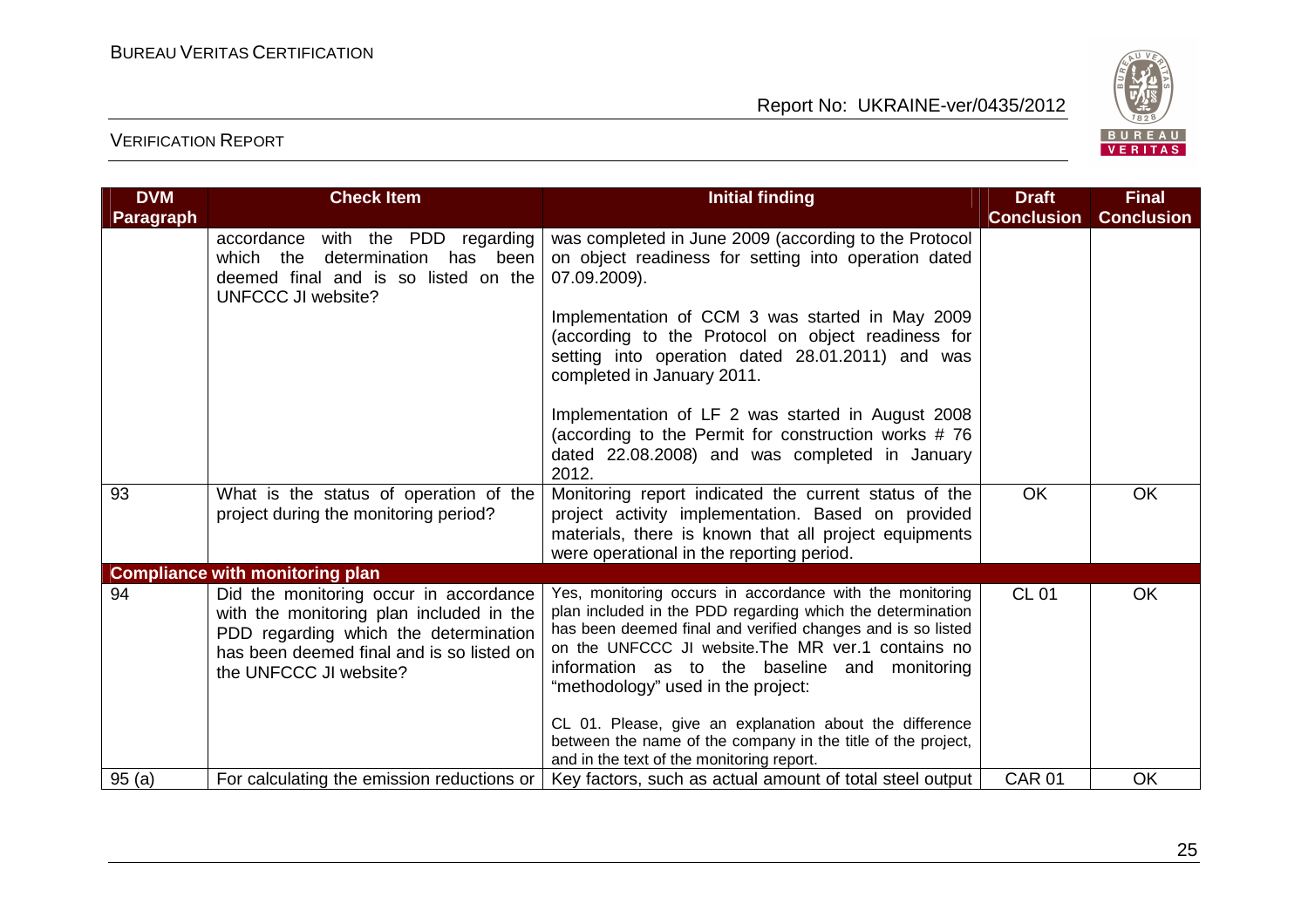| DVM Paragraph | Check Item | Initial finding | Draft Conclusion | Final Conclusion |
|---|---|---|---|---|
| | accordance with the PDD regarding which the determination has been deemed final and is so listed on the UNFCCC JI website? | was completed in June 2009 (according to the Protocol on object readiness for setting into operation dated 07.09.2009).<br><br>Implementation of CCM 3 was started in May 2009 (according to the Protocol on object readiness for setting into operation dated 28.01.2011) and was completed in January 2011.<br><br>Implementation of LF 2 was started in August 2008 (according to the Permit for construction works # 76 dated 22.08.2008) and was completed in January 2012. | | |
| 93 | What is the status of operation of the project during the monitoring period? | Monitoring report indicated the current status of the project activity implementation. Based on provided materials, there is known that all project equipments were operational in the reporting period. | OK | OK |
| **Compliance with monitoring plan** | | | | |
| 94 | Did the monitoring occur in accordance with the monitoring plan included in the PDD regarding which the determination has been deemed final and is so listed on the UNFCCC JI website? | Yes, monitoring occurs in accordance with the monitoring plan included in the PDD regarding which the determination has been deemed final and verified changes and is so listed on the UNFCCC JI website.The MR ver.1 contains no information as to the baseline and monitoring "methodology" used in the project:<br><br>CL 01. Please, give an explanation about the difference between the name of the company in the title of the project, and in the text of the monitoring report. | CL 01 | OK |
| 95 (a) | For calculating the emission reductions or | Key factors, such as actual amount of total steel output | CAR 01 | OK |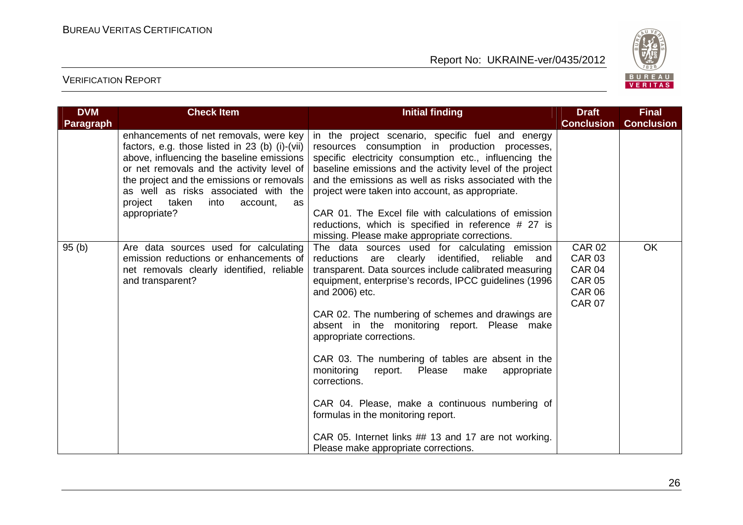| DVM Paragraph | Check Item | Initial finding | Draft Conclusion | Final Conclusion |
|---|---|---|---|---|
| | enhancements of net removals, were key factors, e.g. those listed in 23 (b) (i)-(vii) above, influencing the baseline emissions or net removals and the activity level of the project and the emissions or removals as well as risks associated with the project taken into account, as appropriate? | in the project scenario, specific fuel and energy resources consumption in production processes, specific electricity consumption etc., influencing the baseline emissions and the activity level of the project and the emissions as well as risks associated with the project were taken into account, as appropriate.<br><br>CAR 01. The Excel file with calculations of emission reductions, which is specified in reference # 27 is missing. Please make appropriate corrections. | | |
| 95 (b) | Are data sources used for calculating emission reductions or enhancements of net removals clearly identified, reliable and transparent? | The data sources used for calculating emission reductions are clearly identified, reliable and transparent. Data sources include calibrated measuring equipment, enterprise's records, IPCC guidelines (1996 and 2006) etc.<br><br>CAR 02. The numbering of schemes and drawings are absent in the monitoring report. Please make appropriate corrections.<br><br>CAR 03. The numbering of tables are absent in the monitoring report. Please make appropriate corrections.<br><br>CAR 04. Please, make a continuous numbering of formulas in the monitoring report.<br><br>CAR 05. Internet links ## 13 and 17 are not working. Please make appropriate corrections. | CAR 02<br>CAR 03<br>CAR 04<br>CAR 05<br>CAR 06<br>CAR 07 | OK |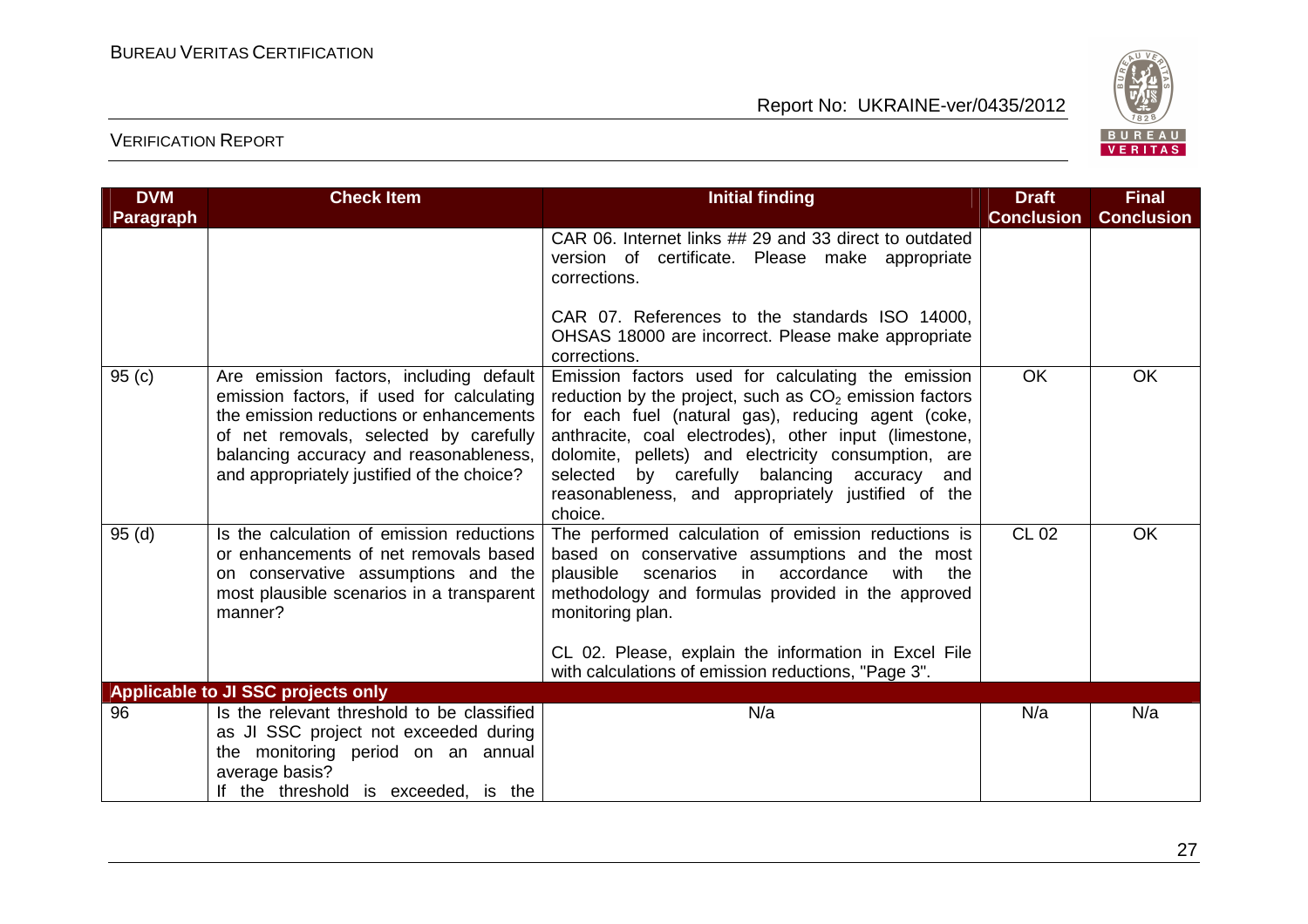| DVM Paragraph | Check Item | Initial finding | Draft Conclusion | Final Conclusion |
|---|---|---|---|---|
| | | CAR 06. Internet links ## 29 and 33 direct to outdated version of certificate. Please make appropriate corrections.<br><br>CAR 07. References to the standards ISO 14000, OHSAS 18000 are incorrect. Please make appropriate corrections. | | |
| 95 (c) | Are emission factors, including default emission factors, if used for calculating the emission reductions or enhancements of net removals, selected by carefully balancing accuracy and reasonableness, and appropriately justified of the choice? | Emission factors used for calculating the emission reduction by the project, such as $CO_2$ emission factors for each fuel (natural gas), reducing agent (coke, anthracite, coal electrodes), other input (limestone, dolomite, pellets) and electricity consumption, are selected by carefully balancing accuracy and reasonableness, and appropriately justified of the choice. | OK | OK |
| 95 (d) | Is the calculation of emission reductions or enhancements of net removals based on conservative assumptions and the most plausible scenarios in a transparent manner? | The performed calculation of emission reductions is based on conservative assumptions and the most plausible scenarios in accordance with the methodology and formulas provided in the approved monitoring plan.<br><br>CL 02. Please, explain the information in Excel File with calculations of emission reductions, "Page 3". | CL 02 | OK |
| **Applicable to JI SSC projects only** | | | | |
| 96 | Is the relevant threshold to be classified as JI SSC project not exceeded during the monitoring period on an annual average basis?<br>If the threshold is exceeded, is the | N/a | N/a | N/a |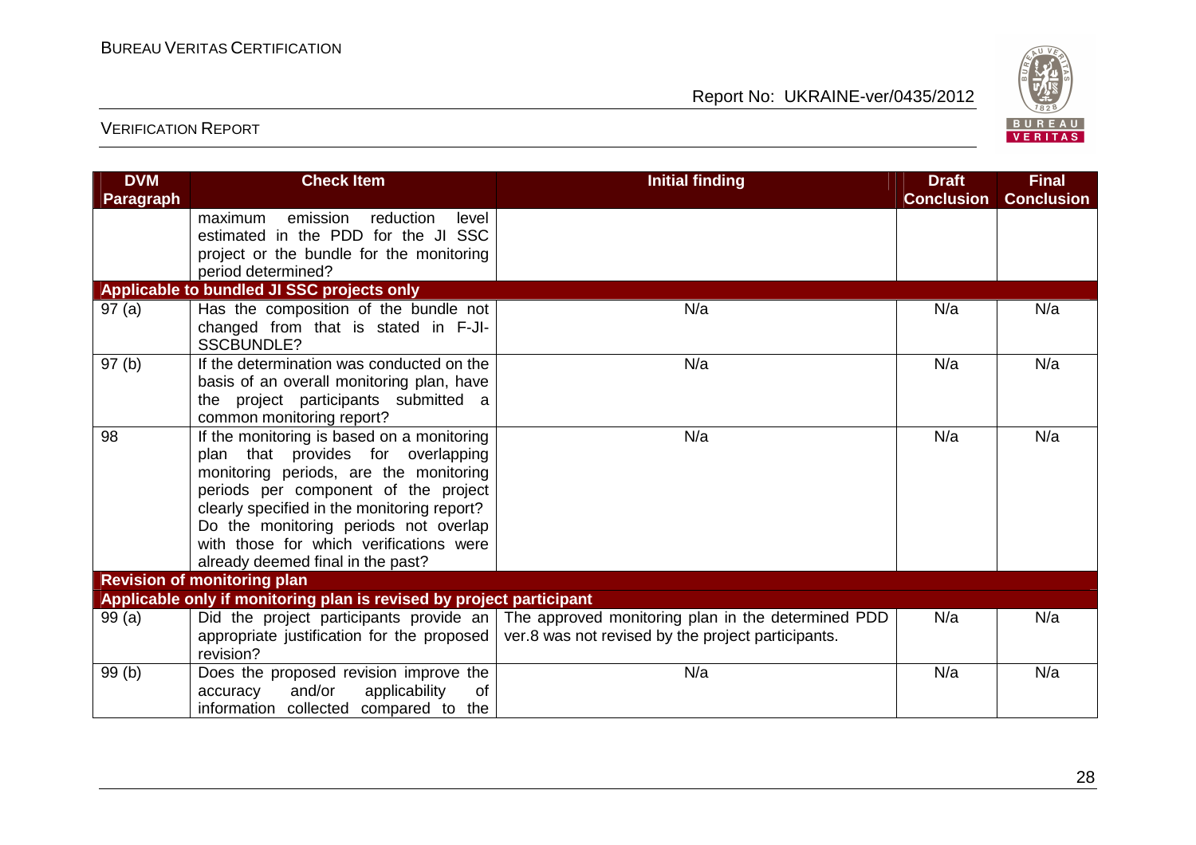| DVM Paragraph | Check Item | Initial finding | Draft Conclusion | Final Conclusion |
|---|---|---|---|---|
| | maximum emission reduction level estimated in the PDD for the JI SSC project or the bundle for the monitoring period determined? | | | |
| **Applicable to bundled JI SSC projects only** | | | | |
| 97 (a) | Has the composition of the bundle not changed from that is stated in F-JI-SSCBUNDLE? | N/a | N/a | N/a |
| 97 (b) | If the determination was conducted on the basis of an overall monitoring plan, have the project participants submitted a common monitoring report? | N/a | N/a | N/a |
| 98 | If the monitoring is based on a monitoring plan that provides for overlapping monitoring periods, are the monitoring periods per component of the project clearly specified in the monitoring report? Do the monitoring periods not overlap with those for which verifications were already deemed final in the past? | N/a | N/a | N/a |
| **Revision of monitoring plan** | | | | |
| **Applicable only if monitoring plan is revised by project participant** | | | | |
| 99 (a) | Did the project participants provide an appropriate justification for the proposed revision? | The approved monitoring plan in the determined PDD ver.8 was not revised by the project participants. | N/a | N/a |
| 99 (b) | Does the proposed revision improve the accuracy and/or applicability of information collected compared to the | N/a | N/a | N/a |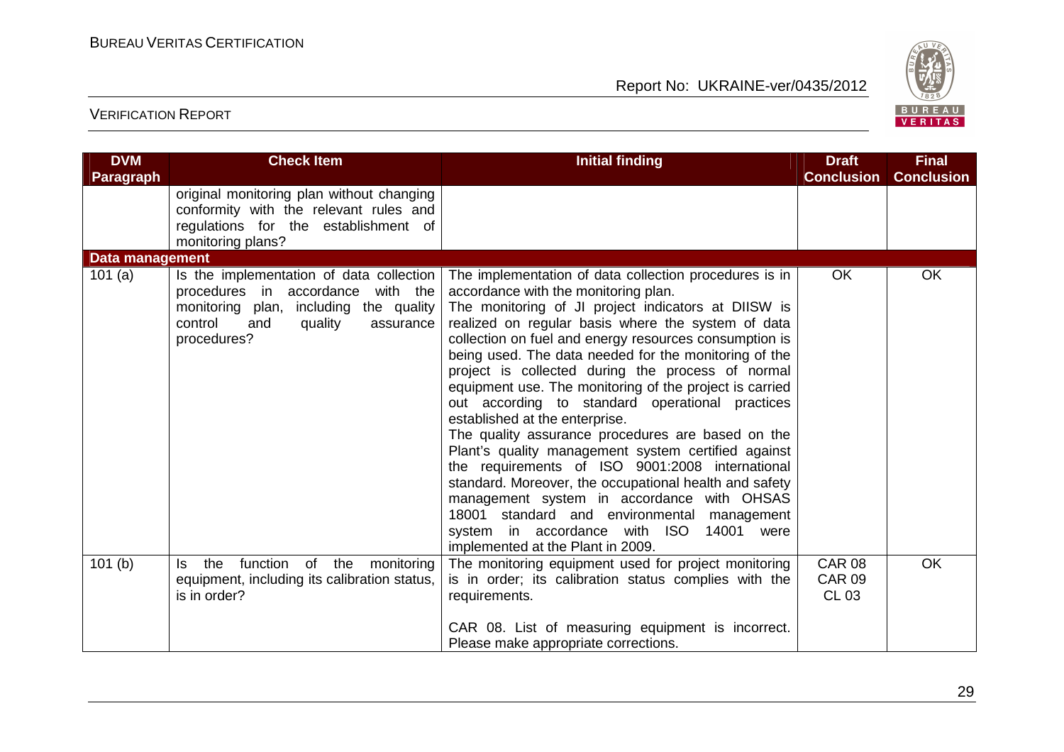| DVM Paragraph | Check Item | Initial finding | Draft Conclusion | Final Conclusion |
|---|---|---|---|---|
| | original monitoring plan without changing conformity with the relevant rules and regulations for the establishment of monitoring plans? | | | |
| **Data management** | | | | |
| 101 (a) | Is the implementation of data collection procedures in accordance with the monitoring plan, including the quality control and quality assurance procedures? | The implementation of data collection procedures is in accordance with the monitoring plan.<br>The monitoring of JI project indicators at DIISW is realized on regular basis where the system of data collection on fuel and energy resources consumption is being used. The data needed for the monitoring of the project is collected during the process of normal equipment use. The monitoring of the project is carried out according to standard operational practices established at the enterprise.<br>The quality assurance procedures are based on the Plant's quality management system certified against the requirements of ISO 9001:2008 international standard. Moreover, the occupational health and safety management system in accordance with OHSAS 18001 standard and environmental management system in accordance with ISO 14001 were implemented at the Plant in 2009. | OK | OK |
| 101 (b) | Is the function of the monitoring equipment, including its calibration status, is in order? | The monitoring equipment used for project monitoring is in order; its calibration status complies with the requirements.<br><br>CAR 08. List of measuring equipment is incorrect. Please make appropriate corrections. | CAR 08<br>CAR 09<br>CL 03 | OK |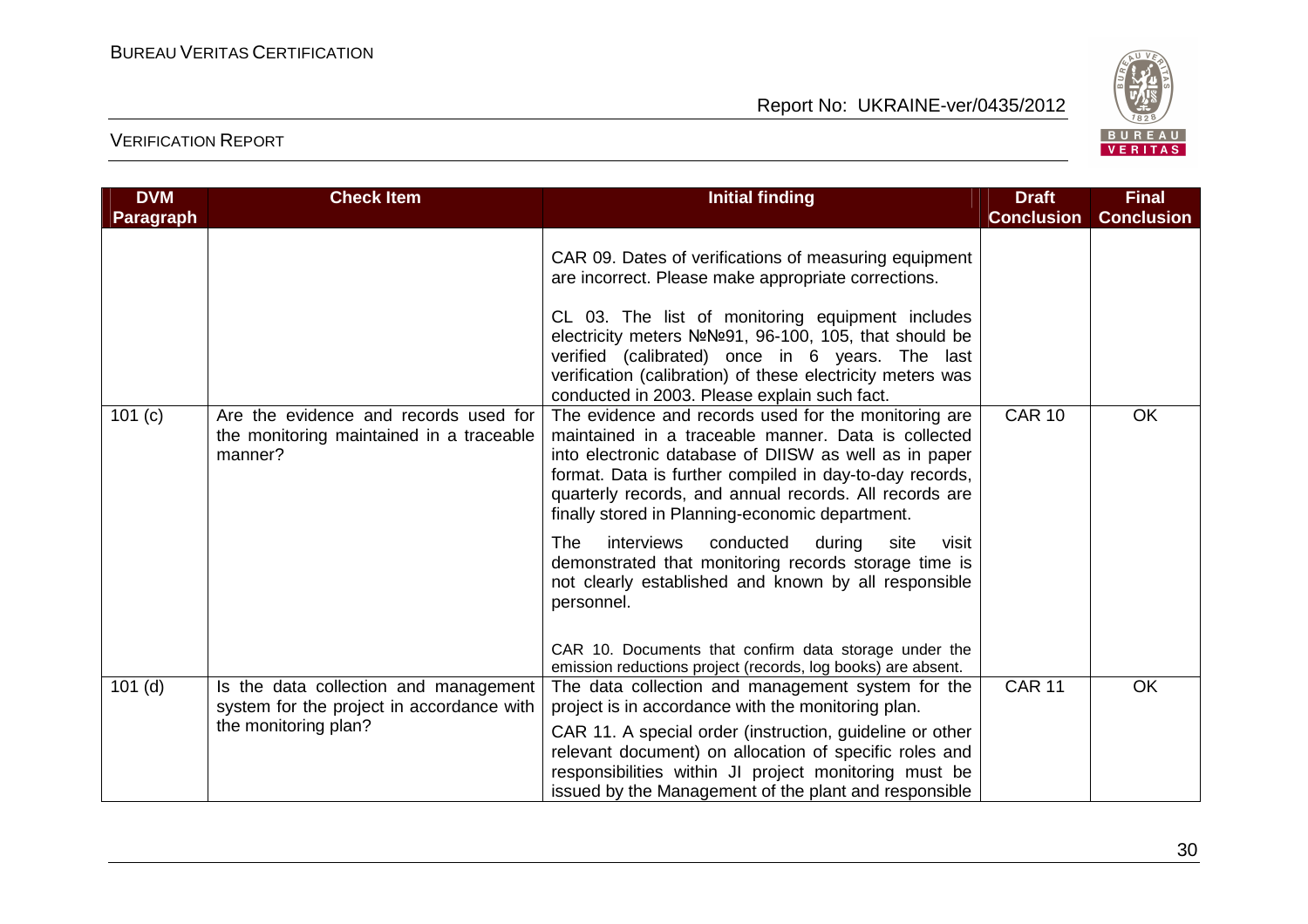| DVM Paragraph | Check Item | Initial finding | Draft Conclusion | Final Conclusion |
|---|---|---|---|---|
| | | CAR 09. Dates of verifications of measuring equipment are incorrect. Please make appropriate corrections.<br><br>CL 03. The list of monitoring equipment includes electricity meters №№91, 96-100, 105, that should be verified (calibrated) once in 6 years. The last verification (calibration) of these electricity meters was conducted in 2003. Please explain such fact. | | |
| 101 (c) | Are the evidence and records used for the monitoring maintained in a traceable manner? | The evidence and records used for the monitoring are maintained in a traceable manner. Data is collected into electronic database of DIISW as well as in paper format. Data is further compiled in day-to-day records, quarterly records, and annual records. All records are finally stored in Planning-economic department.<br><br>The interviews conducted during site visit demonstrated that monitoring records storage time is not clearly established and known by all responsible personnel.<br><br>CAR 10. Documents that confirm data storage under the emission reductions project (records, log books) are absent. | CAR 10 | OK |
| 101 (d) | Is the data collection and management system for the project in accordance with the monitoring plan? | The data collection and management system for the project is in accordance with the monitoring plan.<br><br>CAR 11. A special order (instruction, guideline or other relevant document) on allocation of specific roles and responsibilities within JI project monitoring must be issued by the Management of the plant and responsible | CAR 11 | OK |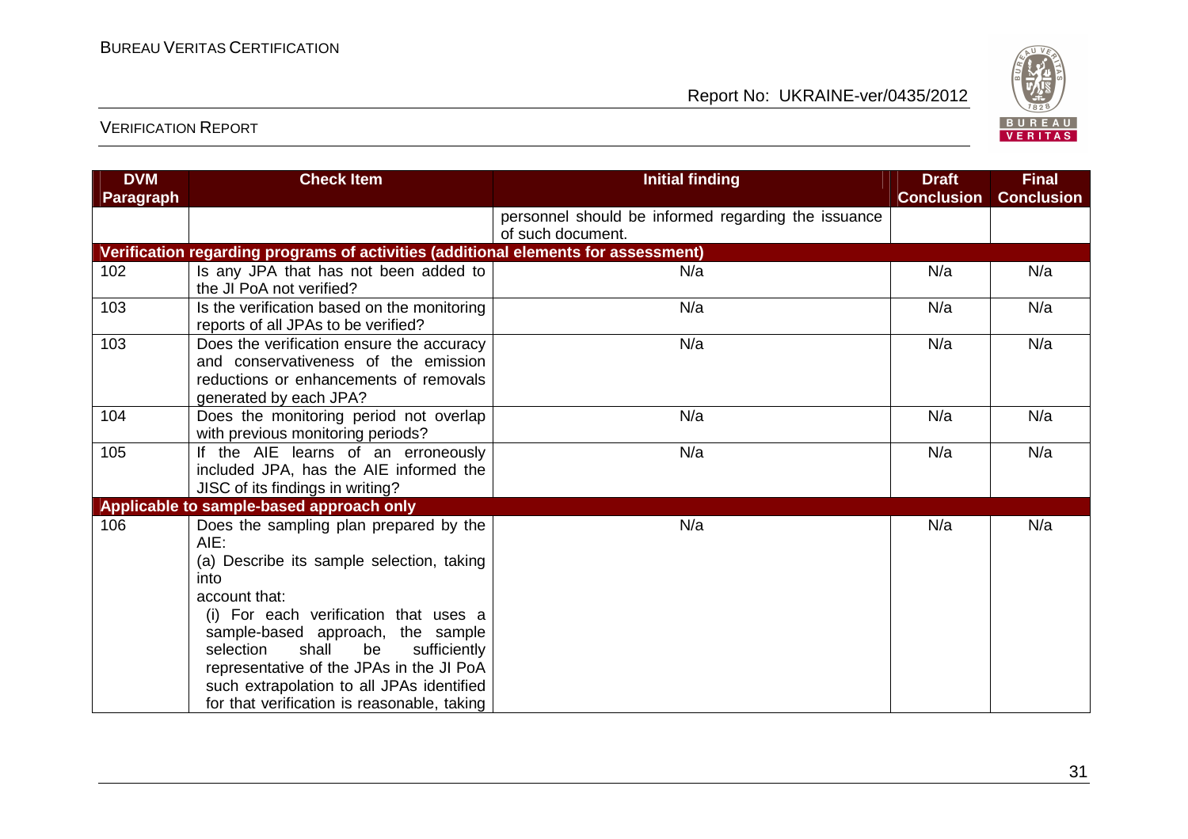| DVM Paragraph | Check Item | Initial finding | Draft Conclusion | Final Conclusion |
|---|---|---|---|---|
| | | personnel should be informed regarding the issuance of such document. | | |
| **Verification regarding programs of activities (additional elements for assessment)** | | | | |
| 102 | Is any JPA that has not been added to the JI PoA not verified? | N/a | N/a | N/a |
| 103 | Is the verification based on the monitoring reports of all JPAs to be verified? | N/a | N/a | N/a |
| 103 | Does the verification ensure the accuracy and conservativeness of the emission reductions or enhancements of removals generated by each JPA? | N/a | N/a | N/a |
| 104 | Does the monitoring period not overlap with previous monitoring periods? | N/a | N/a | N/a |
| 105 | If the AIE learns of an erroneously included JPA, has the AIE informed the JISC of its findings in writing? | N/a | N/a | N/a |
| **Applicable to sample-based approach only** | | | | |
| 106 | Does the sampling plan prepared by the AIE:<br>(a) Describe its sample selection, taking into account that:<br>(i) For each verification that uses a sample-based approach, the sample selection shall be sufficiently representative of the JPAs in the JI PoA such extrapolation to all JPAs identified for that verification is reasonable, taking | N/a | N/a | N/a |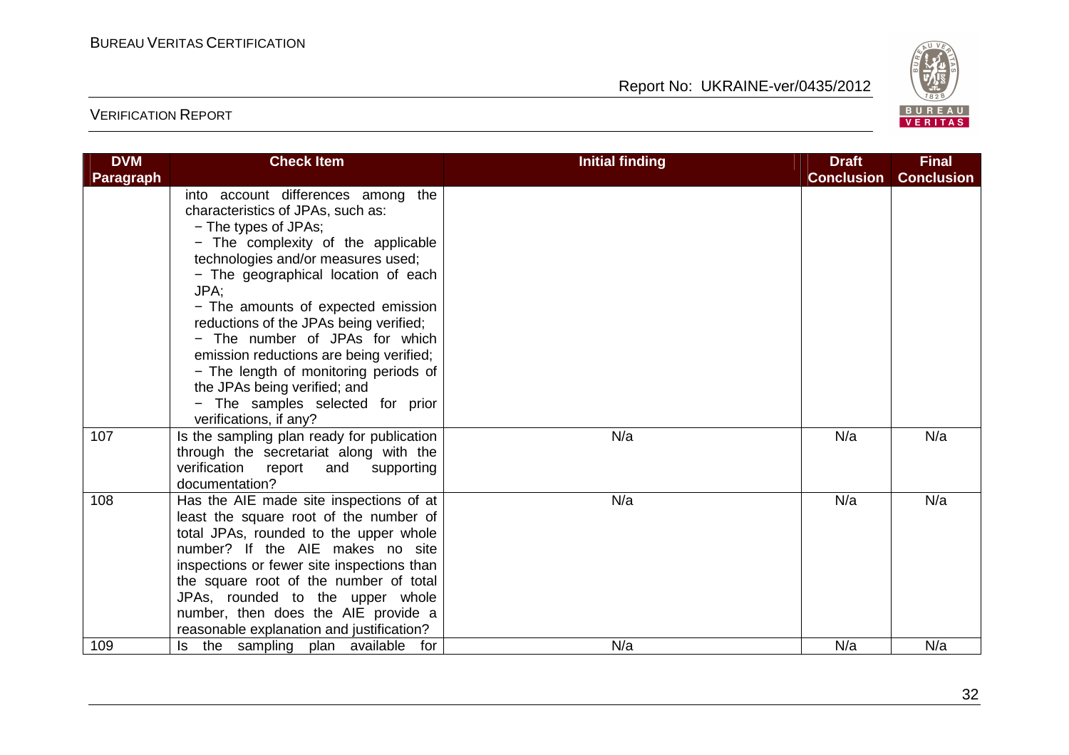| DVM Paragraph | Check Item | Initial finding | Draft Conclusion | Final Conclusion |
|---|---|---|---|---|
| | into account differences among the characteristics of JPAs, such as:<br>− The types of JPAs;<br>− The complexity of the applicable technologies and/or measures used;<br>− The geographical location of each JPA;<br>− The amounts of expected emission reductions of the JPAs being verified;<br>− The number of JPAs for which emission reductions are being verified;<br>− The length of monitoring periods of the JPAs being verified; and<br>− The samples selected for prior verifications, if any? | | | |
| 107 | Is the sampling plan ready for publication through the secretariat along with the verification report and supporting documentation? | N/a | N/a | N/a |
| 108 | Has the AIE made site inspections of at least the square root of the number of total JPAs, rounded to the upper whole number? If the AIE makes no site inspections or fewer site inspections than the square root of the number of total JPAs, rounded to the upper whole number, then does the AIE provide a reasonable explanation and justification? | N/a | N/a | N/a |
| 109 | Is the sampling plan available for | N/a | N/a | N/a |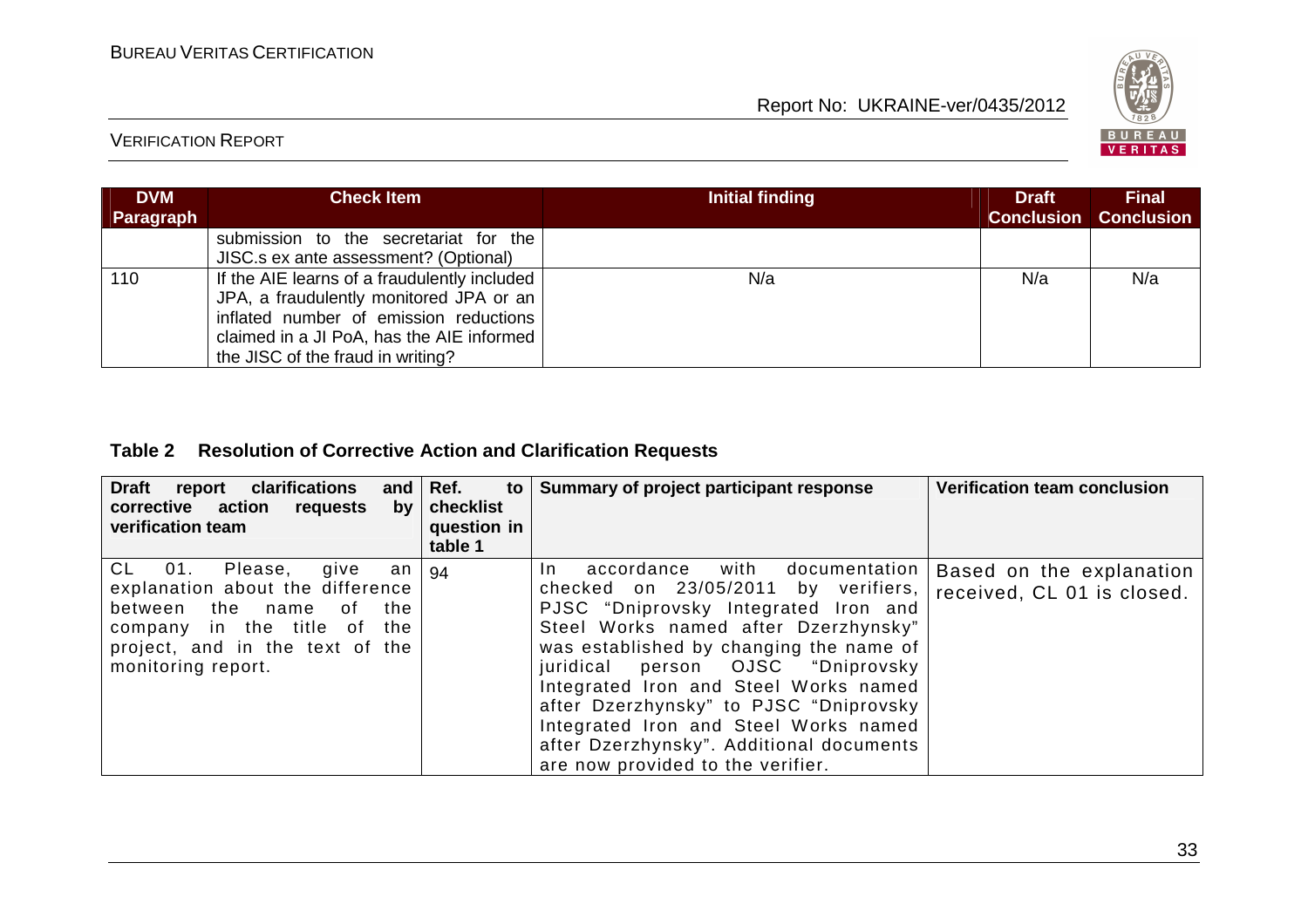| DVM Paragraph | Check Item | Initial finding | Draft Conclusion | Final Conclusion |
|---|---|---|---|---|
| | submission to the secretariat for the JISC.s ex ante assessment? (Optional) | | | |
| 110 | If the AIE learns of a fraudulently included JPA, a fraudulently monitored JPA or an inflated number of emission reductions claimed in a JI PoA, has the AIE informed the JISC of the fraud in writing? | N/a | N/a | N/a |

**Table 2 Resolution of Corrective Action and Clarification Requests**

| Draft report clarifications and corrective action requests by verification team | Ref. to checklist question in table 1 | Summary of project participant response | Verification team conclusion |
|---|---|---|---|
| CL 01. Please, give an explanation about the difference between the name of the company in the title of the project, and in the text of the monitoring report. | 94 | In accordance with documentation checked on 23/05/2011 by verifiers, PJSC "Dniprovsky Integrated Iron and Steel Works named after Dzerzhynsky" was established by changing the name of juridical person OJSC "Dniprovsky Integrated Iron and Steel Works named after Dzerzhynsky" to PJSC "Dniprovsky Integrated Iron and Steel Works named after Dzerzhynsky". Additional documents are now provided to the verifier. | Based on the explanation received, CL 01 is closed. |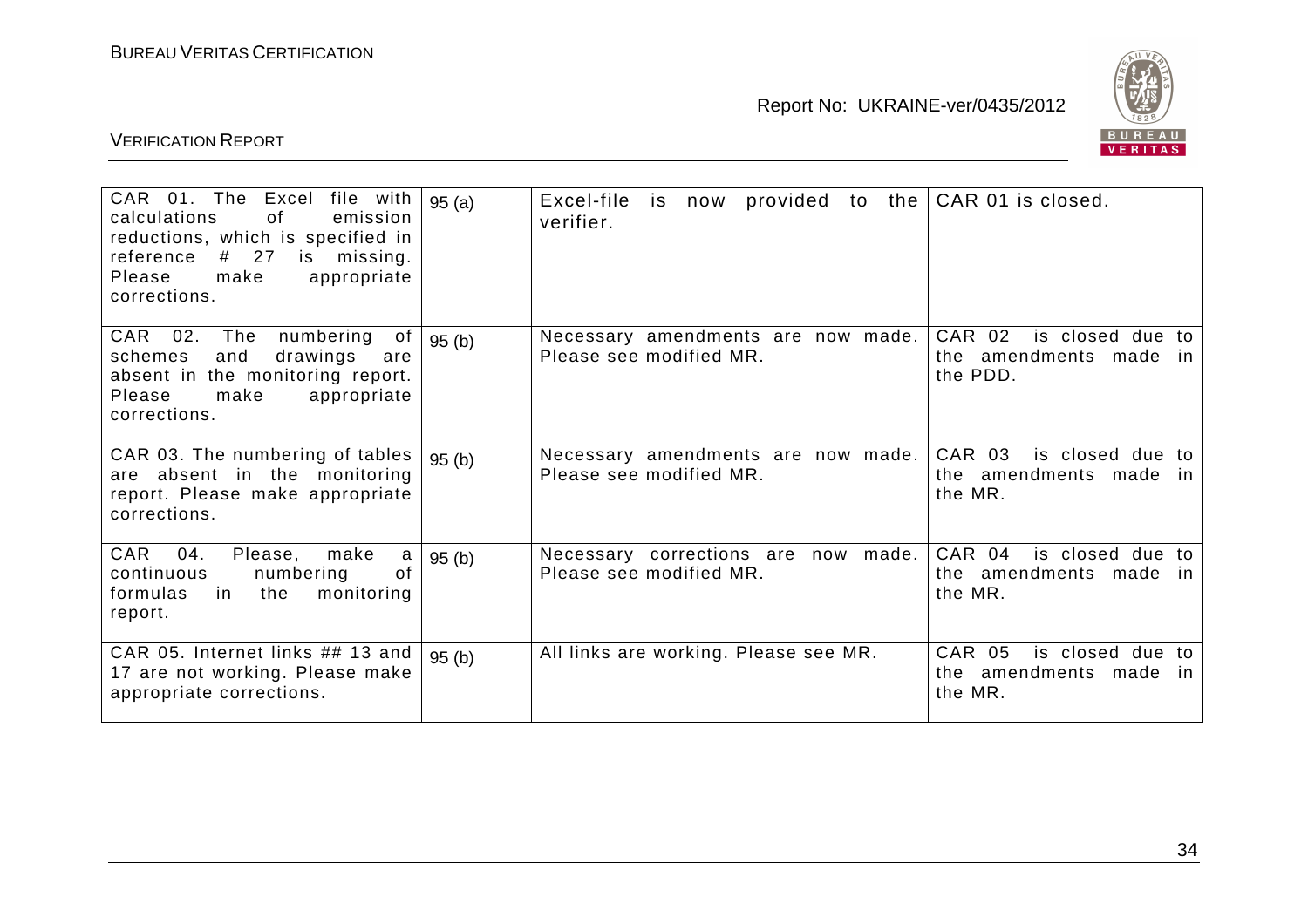| | | | |
|---|---|---|---|
| CAR 01. The Excel file with calculations of emission reductions, which is specified in reference # 27 is missing. Please make appropriate corrections. | 95 (a) | Excel-file is now provided to the verifier. | CAR 01 is closed. |
| CAR 02. The numbering of schemes and drawings are absent in the monitoring report. Please make appropriate corrections. | 95 (b) | Necessary amendments are now made. Please see modified MR. | CAR 02 is closed due to the amendments made in the PDD. |
| CAR 03. The numbering of tables are absent in the monitoring report. Please make appropriate corrections. | 95 (b) | Necessary amendments are now made. Please see modified MR. | CAR 03 is closed due to the amendments made in the MR. |
| CAR 04. Please, make a continuous numbering of formulas in the monitoring report. | 95 (b) | Necessary corrections are now made. Please see modified MR. | CAR 04 is closed due to the amendments made in the MR. |
| CAR 05. Internet links ## 13 and 17 are not working. Please make appropriate corrections. | 95 (b) | All links are working. Please see MR. | CAR 05 is closed due to the amendments made in the MR. |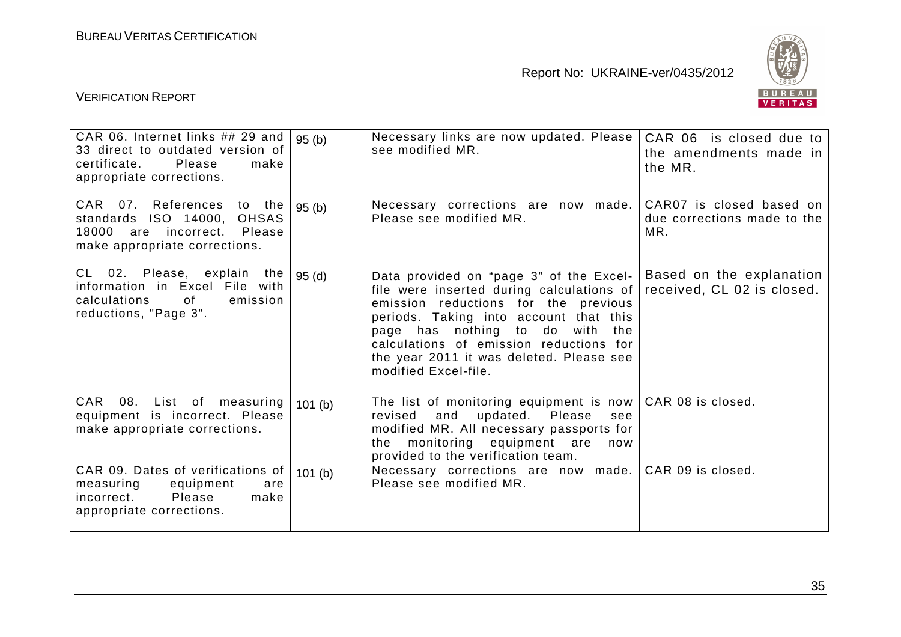| | | | |
|---|---|---|---|
| CAR 06. Internet links ## 29 and 33 direct to outdated version of certificate. Please make appropriate corrections. | 95 (b) | Necessary links are now updated. Please see modified MR. | CAR 06 is closed due to the amendments made in the MR. |
| CAR 07. References to the standards ISO 14000, OHSAS 18000 are incorrect. Please make appropriate corrections. | 95 (b) | Necessary corrections are now made. Please see modified MR. | CAR07 is closed based on due corrections made to the MR. |
| CL 02. Please, explain the information in Excel File with calculations of emission reductions, "Page 3". | 95 (d) | Data provided on "page 3" of the Excel-file were inserted during calculations of emission reductions for the previous periods. Taking into account that this page has nothing to do with the calculations of emission reductions for the year 2011 it was deleted. Please see modified Excel-file. | Based on the explanation received, CL 02 is closed. |
| CAR 08. List of measuring equipment is incorrect. Please make appropriate corrections. | 101 (b) | The list of monitoring equipment is now revised and updated. Please see modified MR. All necessary passports for the monitoring equipment are now provided to the verification team. | CAR 08 is closed. |
| CAR 09. Dates of verifications of measuring equipment are incorrect. Please make appropriate corrections. | 101 (b) | Necessary corrections are now made. Please see modified MR. | CAR 09 is closed. |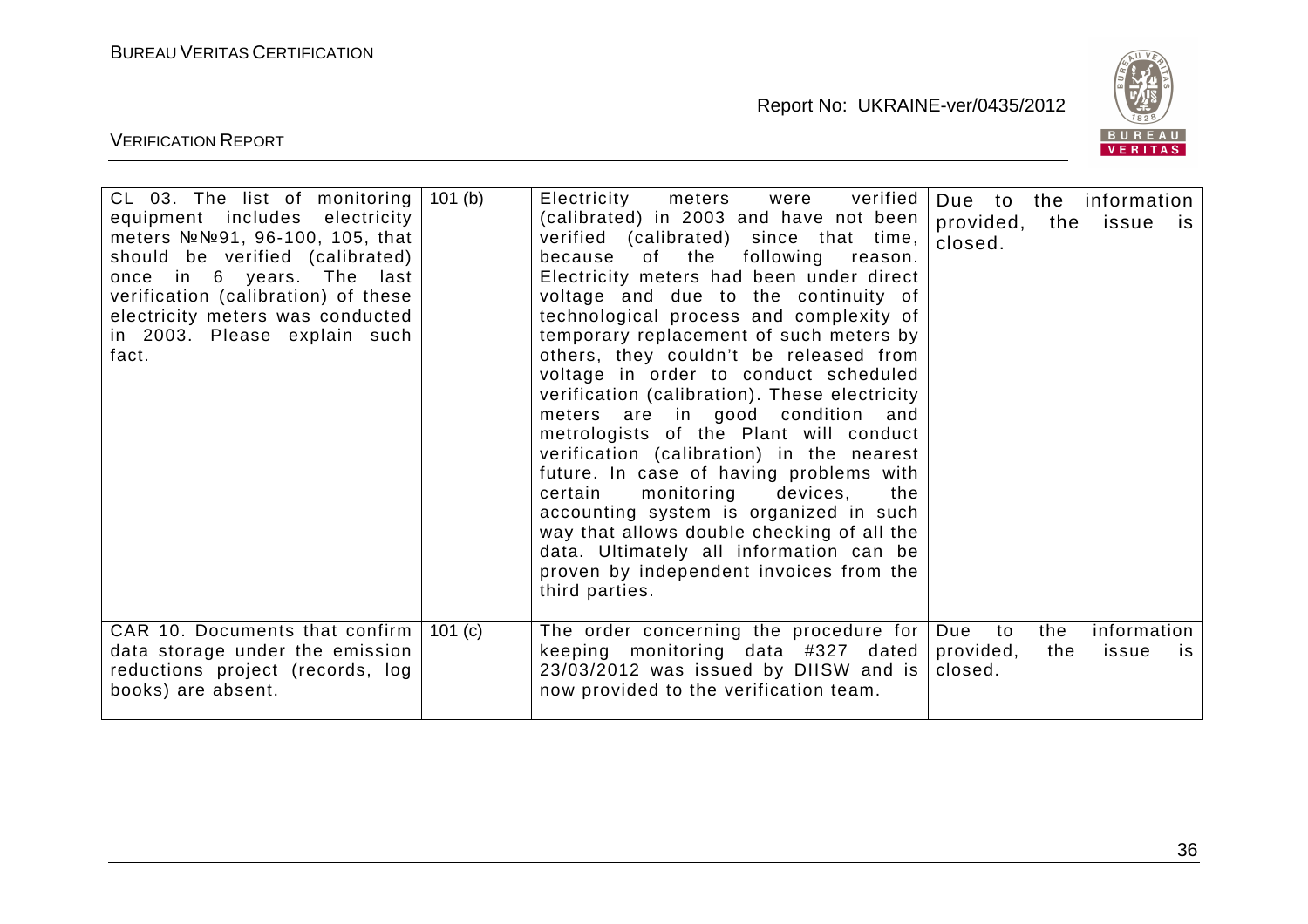| CL 03. The list of monitoring equipment includes electricity meters №№91, 96-100, 105, that should be verified (calibrated) once in 6 years. The last verification (calibration) of these electricity meters was conducted in 2003. Please explain such fact. | 101 (b) | Electricity meters were verified (calibrated) in 2003 and have not been verified (calibrated) since that time, because of the following reason. Electricity meters had been under direct voltage and due to the continuity of technological process and complexity of temporary replacement of such meters by others, they couldn't be released from voltage in order to conduct scheduled verification (calibration). These electricity meters are in good condition and metrologists of the Plant will conduct verification (calibration) in the nearest future. In case of having problems with certain monitoring devices, the accounting system is organized in such way that allows double checking of all the data. Ultimately all information can be proven by independent invoices from the third parties. | Due to the information provided, the issue is closed. |
|---|---|---|---|
| CAR 10. Documents that confirm data storage under the emission reductions project (records, log books) are absent. | 101 (c) | The order concerning the procedure for keeping monitoring data #327 dated 23/03/2012 was issued by DIISW and is now provided to the verification team. | Due to the information provided, the issue is closed. |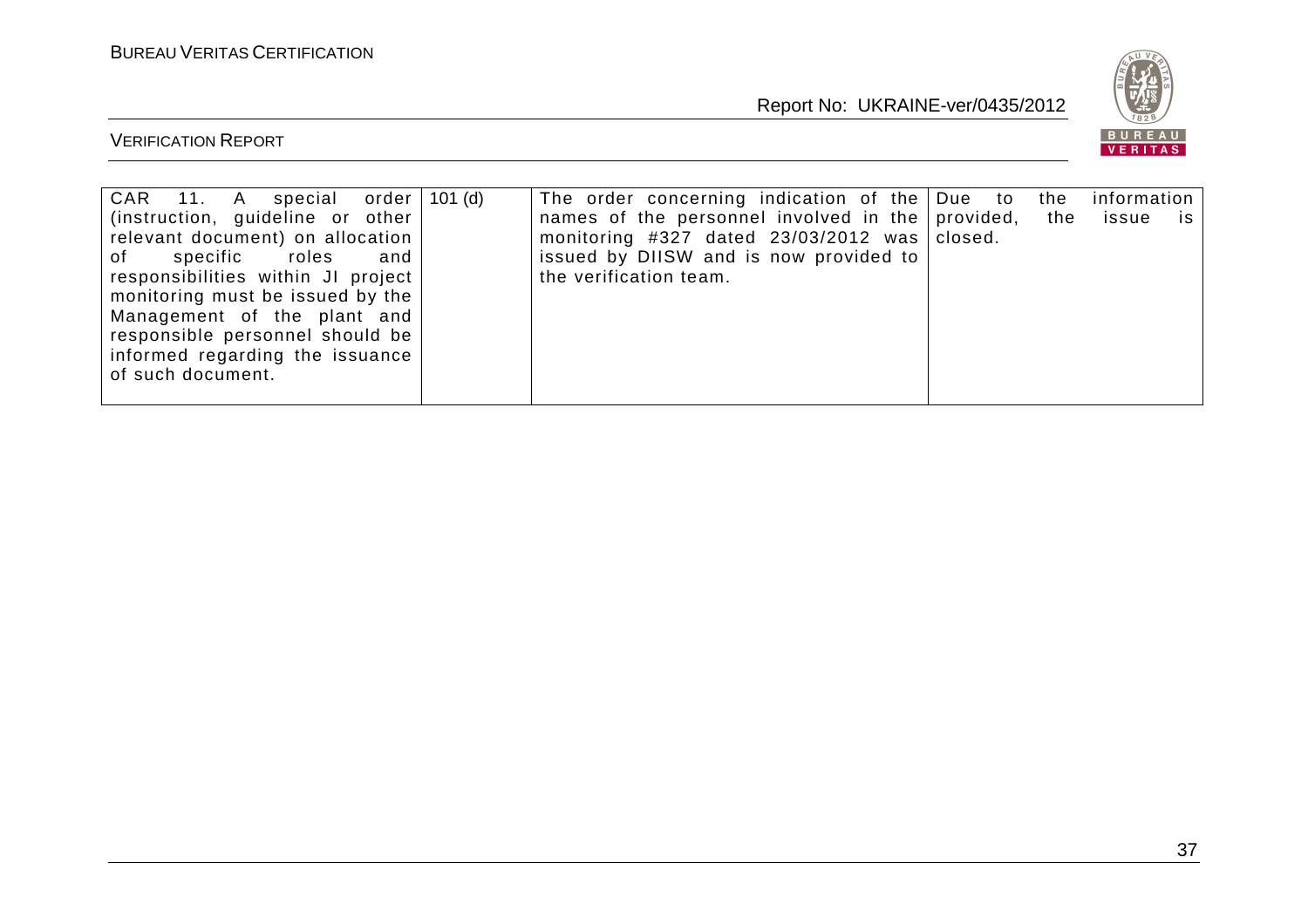| | | | |
|---|---|---|---|
| CAR 11. A special order (instruction, guideline or other relevant document) on allocation of specific roles and responsibilities within JI project monitoring must be issued by the Management of the plant and responsible personnel should be informed regarding the issuance of such document. | 101 (d) | The order concerning indication of the names of the personnel involved in the monitoring #327 dated 23/03/2012 was issued by DIISW and is now provided to the verification team. | Due to the information provided, the issue is closed. |